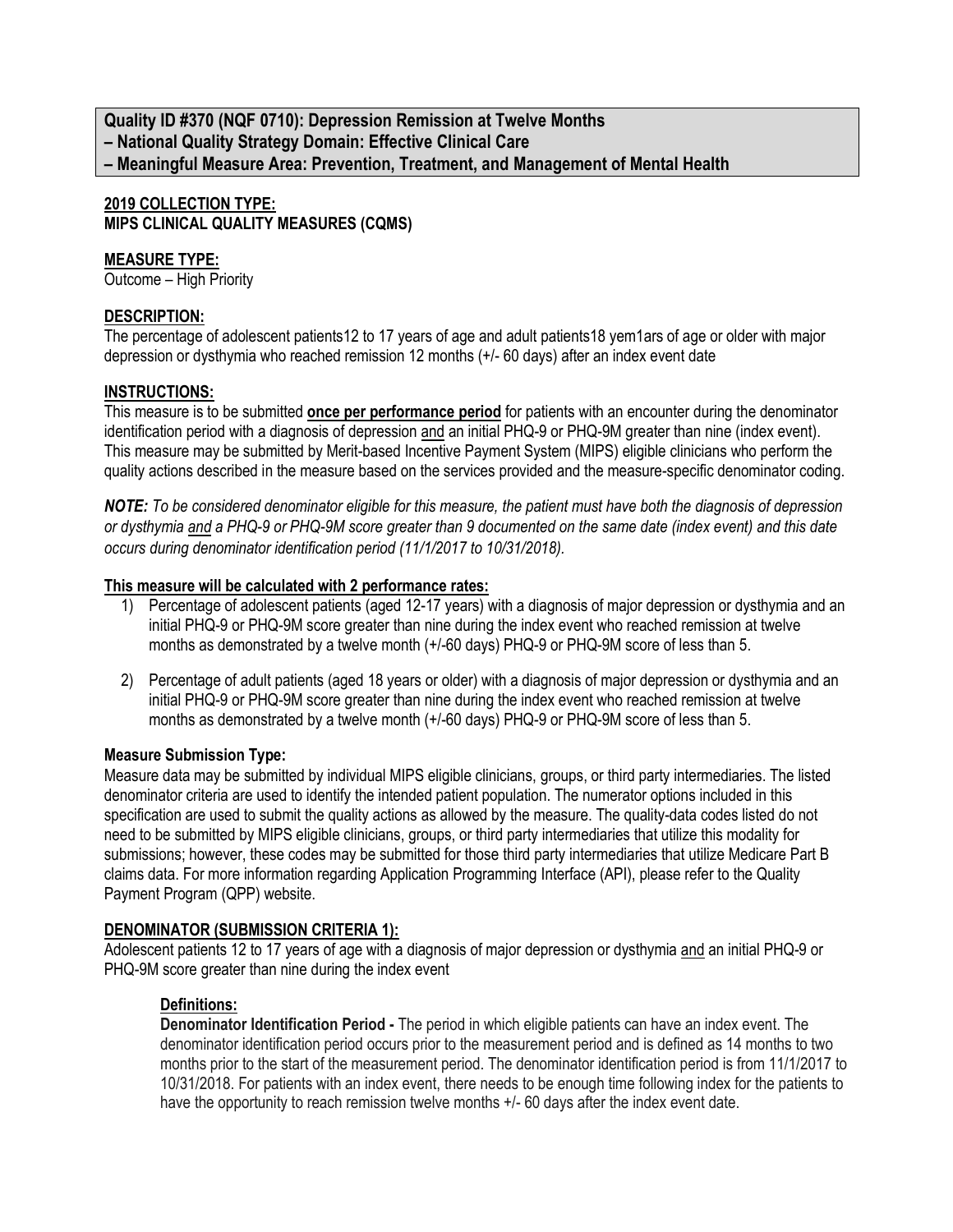**Quality ID #370 (NQF 0710): Depression Remission at Twelve Months**
**– National Quality Strategy Domain: Effective Clinical Care**
**– Meaningful Measure Area: Prevention, Treatment, and Management of Mental Health**

**2019 COLLECTION TYPE:**
**MIPS CLINICAL QUALITY MEASURES (CQMS)**

**MEASURE TYPE:**
Outcome – High Priority

**DESCRIPTION:**
The percentage of adolescent patients12 to 17 years of age and adult patients18 yem1ars of age or older with major depression or dysthymia who reached remission 12 months (+/- 60 days) after an index event date

**INSTRUCTIONS:**
This measure is to be submitted **once per performance period** for patients with an encounter during the denominator identification period with a diagnosis of depression and an initial PHQ-9 or PHQ-9M greater than nine (index event). This measure may be submitted by Merit-based Incentive Payment System (MIPS) eligible clinicians who perform the quality actions described in the measure based on the services provided and the measure-specific denominator coding.

***NOTE:** To be considered denominator eligible for this measure, the patient must have both the diagnosis of depression or dysthymia and a PHQ-9 or PHQ-9M score greater than 9 documented on the same date (index event) and this date occurs during denominator identification period (11/1/2017 to 10/31/2018).*

**This measure will be calculated with 2 performance rates:**

1) Percentage of adolescent patients (aged 12-17 years) with a diagnosis of major depression or dysthymia and an initial PHQ-9 or PHQ-9M score greater than nine during the index event who reached remission at twelve months as demonstrated by a twelve month (+/-60 days) PHQ-9 or PHQ-9M score of less than 5.
2) Percentage of adult patients (aged 18 years or older) with a diagnosis of major depression or dysthymia and an initial PHQ-9 or PHQ-9M score greater than nine during the index event who reached remission at twelve months as demonstrated by a twelve month (+/-60 days) PHQ-9 or PHQ-9M score of less than 5.

**Measure Submission Type:**
Measure data may be submitted by individual MIPS eligible clinicians, groups, or third party intermediaries. The listed denominator criteria are used to identify the intended patient population. The numerator options included in this specification are used to submit the quality actions as allowed by the measure. The quality-data codes listed do not need to be submitted by MIPS eligible clinicians, groups, or third party intermediaries that utilize this modality for submissions; however, these codes may be submitted for those third party intermediaries that utilize Medicare Part B claims data. For more information regarding Application Programming Interface (API), please refer to the Quality Payment Program (QPP) website.

**DENOMINATOR (SUBMISSION CRITERIA 1):**
Adolescent patients 12 to 17 years of age with a diagnosis of major depression or dysthymia and an initial PHQ-9 or PHQ-9M score greater than nine during the index event

**Definitions:**
**Denominator Identification Period -** The period in which eligible patients can have an index event. The denominator identification period occurs prior to the measurement period and is defined as 14 months to two months prior to the start of the measurement period. The denominator identification period is from 11/1/2017 to 10/31/2018. For patients with an index event, there needs to be enough time following index for the patients to have the opportunity to reach remission twelve months +/- 60 days after the index event date.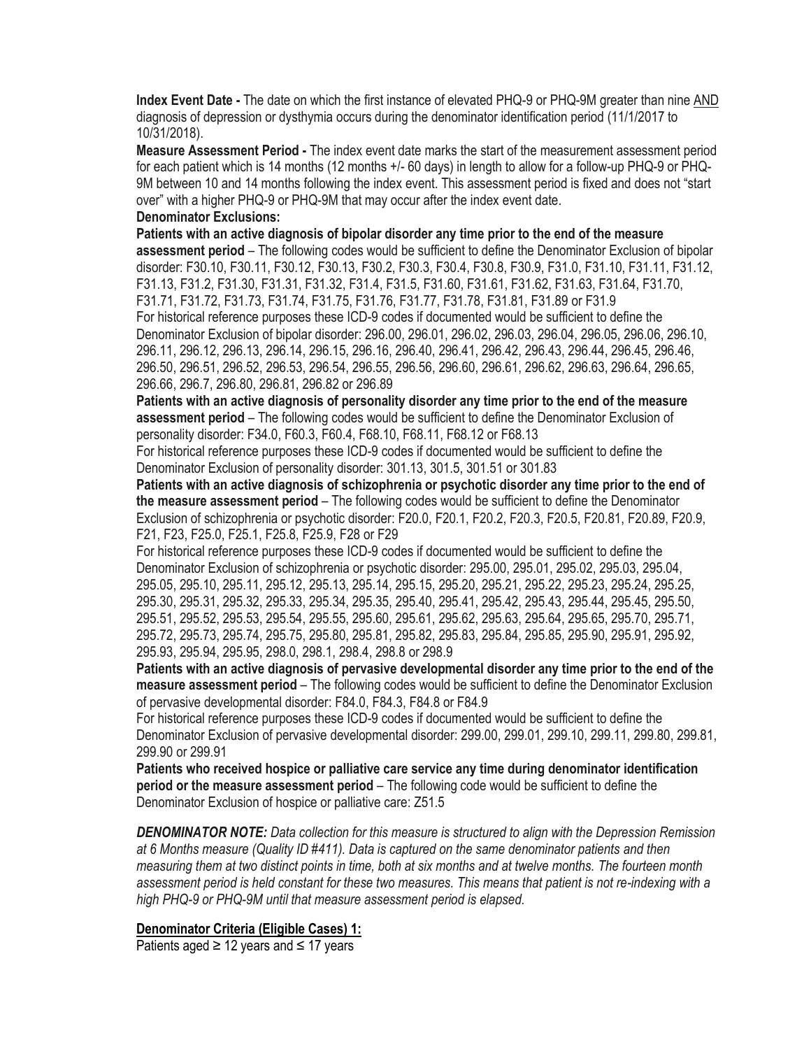**Index Event Date -** The date on which the first instance of elevated PHQ-9 or PHQ-9M greater than nine AND diagnosis of depression or dysthymia occurs during the denominator identification period (11/1/2017 to 10/31/2018).

**Measure Assessment Period -** The index event date marks the start of the measurement assessment period for each patient which is 14 months (12 months +/- 60 days) in length to allow for a follow-up PHQ-9 or PHQ-9M between 10 and 14 months following the index event. This assessment period is fixed and does not "start over" with a higher PHQ-9 or PHQ-9M that may occur after the index event date.

**Denominator Exclusions:**

**Patients with an active diagnosis of bipolar disorder any time prior to the end of the measure assessment period** – The following codes would be sufficient to define the Denominator Exclusion of bipolar disorder: F30.10, F30.11, F30.12, F30.13, F30.2, F30.3, F30.4, F30.8, F30.9, F31.0, F31.10, F31.11, F31.12, F31.13, F31.2, F31.30, F31.31, F31.32, F31.4, F31.5, F31.60, F31.61, F31.62, F31.63, F31.64, F31.70, F31.71, F31.72, F31.73, F31.74, F31.75, F31.76, F31.77, F31.78, F31.81, F31.89 or F31.9

For historical reference purposes these ICD-9 codes if documented would be sufficient to define the Denominator Exclusion of bipolar disorder: 296.00, 296.01, 296.02, 296.03, 296.04, 296.05, 296.06, 296.10, 296.11, 296.12, 296.13, 296.14, 296.15, 296.16, 296.40, 296.41, 296.42, 296.43, 296.44, 296.45, 296.46, 296.50, 296.51, 296.52, 296.53, 296.54, 296.55, 296.56, 296.60, 296.61, 296.62, 296.63, 296.64, 296.65, 296.66, 296.7, 296.80, 296.81, 296.82 or 296.89

**Patients with an active diagnosis of personality disorder any time prior to the end of the measure assessment period** – The following codes would be sufficient to define the Denominator Exclusion of personality disorder: F34.0, F60.3, F60.4, F68.10, F68.11, F68.12 or F68.13

For historical reference purposes these ICD-9 codes if documented would be sufficient to define the Denominator Exclusion of personality disorder: 301.13, 301.5, 301.51 or 301.83

**Patients with an active diagnosis of schizophrenia or psychotic disorder any time prior to the end of the measure assessment period** – The following codes would be sufficient to define the Denominator Exclusion of schizophrenia or psychotic disorder: F20.0, F20.1, F20.2, F20.3, F20.5, F20.81, F20.89, F20.9, F21, F23, F25.0, F25.1, F25.8, F25.9, F28 or F29

For historical reference purposes these ICD-9 codes if documented would be sufficient to define the Denominator Exclusion of schizophrenia or psychotic disorder: 295.00, 295.01, 295.02, 295.03, 295.04, 295.05, 295.10, 295.11, 295.12, 295.13, 295.14, 295.15, 295.20, 295.21, 295.22, 295.23, 295.24, 295.25, 295.30, 295.31, 295.32, 295.33, 295.34, 295.35, 295.40, 295.41, 295.42, 295.43, 295.44, 295.45, 295.50, 295.51, 295.52, 295.53, 295.54, 295.55, 295.60, 295.61, 295.62, 295.63, 295.64, 295.65, 295.70, 295.71, 295.72, 295.73, 295.74, 295.75, 295.80, 295.81, 295.82, 295.83, 295.84, 295.85, 295.90, 295.91, 295.92, 295.93, 295.94, 295.95, 298.0, 298.1, 298.4, 298.8 or 298.9

**Patients with an active diagnosis of pervasive developmental disorder any time prior to the end of the measure assessment period** – The following codes would be sufficient to define the Denominator Exclusion of pervasive developmental disorder: F84.0, F84.3, F84.8 or F84.9

For historical reference purposes these ICD-9 codes if documented would be sufficient to define the Denominator Exclusion of pervasive developmental disorder: 299.00, 299.01, 299.10, 299.11, 299.80, 299.81, 299.90 or 299.91

**Patients who received hospice or palliative care service any time during denominator identification period or the measure assessment period** – The following code would be sufficient to define the Denominator Exclusion of hospice or palliative care: Z51.5

***DENOMINATOR NOTE:*** *Data collection for this measure is structured to align with the Depression Remission at 6 Months measure (Quality ID #411). Data is captured on the same denominator patients and then measuring them at two distinct points in time, both at six months and at twelve months. The fourteen month assessment period is held constant for these two measures. This means that patient is not re-indexing with a high PHQ-9 or PHQ-9M until that measure assessment period is elapsed.*

**Denominator Criteria (Eligible Cases) 1:**

Patients aged ≥ 12 years and ≤ 17 years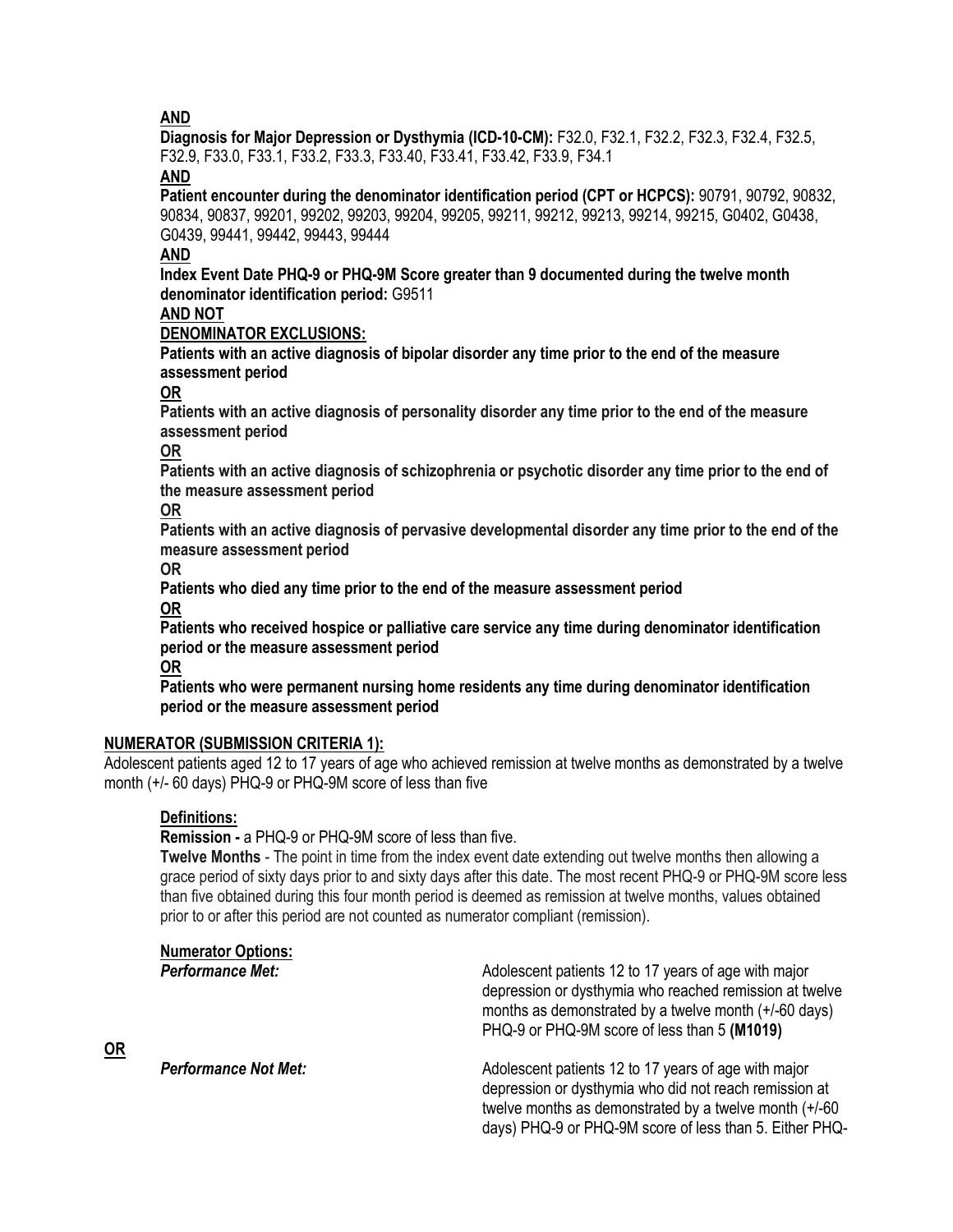**AND**

**Diagnosis for Major Depression or Dysthymia (ICD-10-CM):** F32.0, F32.1, F32.2, F32.3, F32.4, F32.5, F32.9, F33.0, F33.1, F33.2, F33.3, F33.40, F33.41, F33.42, F33.9, F34.1

**AND**

**Patient encounter during the denominator identification period (CPT or HCPCS):** 90791, 90792, 90832, 90834, 90837, 99201, 99202, 99203, 99204, 99205, 99211, 99212, 99213, 99214, 99215, G0402, G0438, G0439, 99441, 99442, 99443, 99444

**AND**

**Index Event Date PHQ-9 or PHQ-9M Score greater than 9 documented during the twelve month denominator identification period:** G9511

**AND NOT**

**DENOMINATOR EXCLUSIONS:**

**Patients with an active diagnosis of bipolar disorder any time prior to the end of the measure assessment period**

**OR**

**Patients with an active diagnosis of personality disorder any time prior to the end of the measure assessment period**

**OR**

**Patients with an active diagnosis of schizophrenia or psychotic disorder any time prior to the end of the measure assessment period**

**OR**

**Patients with an active diagnosis of pervasive developmental disorder any time prior to the end of the measure assessment period**

**OR**

**Patients who died any time prior to the end of the measure assessment period**

**OR**

**Patients who received hospice or palliative care service any time during denominator identification period or the measure assessment period**

**OR**

**Patients who were permanent nursing home residents any time during denominator identification period or the measure assessment period**

**NUMERATOR (SUBMISSION CRITERIA 1):**

Adolescent patients aged 12 to 17 years of age who achieved remission at twelve months as demonstrated by a twelve month (+/- 60 days) PHQ-9 or PHQ-9M score of less than five

**Definitions:**

**Remission -** a PHQ-9 or PHQ-9M score of less than five.

**Twelve Months** - The point in time from the index event date extending out twelve months then allowing a grace period of sixty days prior to and sixty days after this date. The most recent PHQ-9 or PHQ-9M score less than five obtained during this four month period is deemed as remission at twelve months, values obtained prior to or after this period are not counted as numerator compliant (remission).

**Numerator Options:**

***Performance Met:*** Adolescent patients 12 to 17 years of age with major depression or dysthymia who reached remission at twelve months as demonstrated by a twelve month (+/-60 days) PHQ-9 or PHQ-9M score of less than 5 **(M1019)**

**OR**

***Performance Not Met:*** Adolescent patients 12 to 17 years of age with major depression or dysthymia who did not reach remission at twelve months as demonstrated by a twelve month (+/-60 days) PHQ-9 or PHQ-9M score of less than 5. Either PHQ-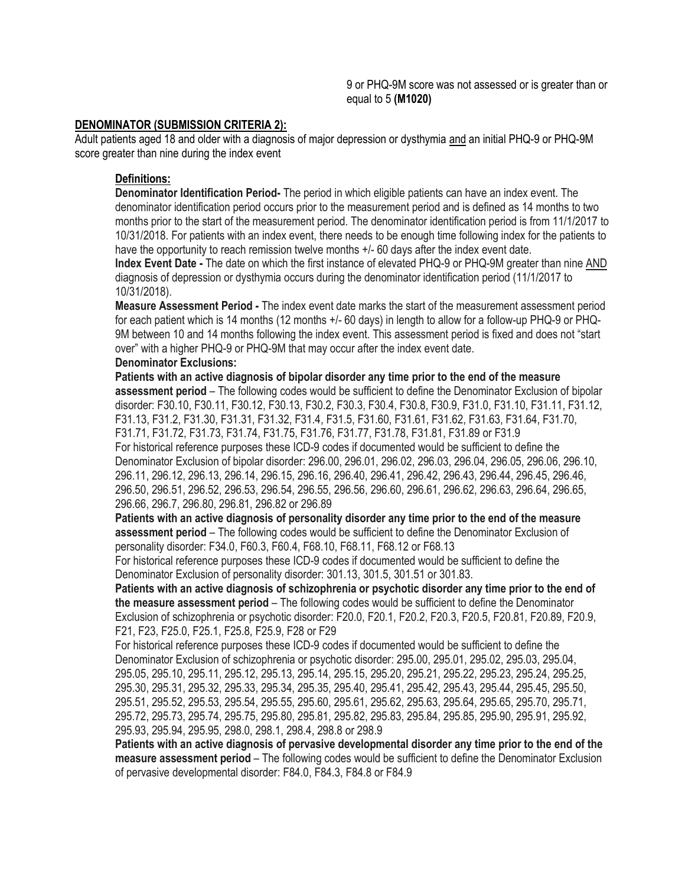9 or PHQ-9M score was not assessed or is greater than or equal to 5 **(M1020)**

**DENOMINATOR (SUBMISSION CRITERIA 2):**

Adult patients aged 18 and older with a diagnosis of major depression or dysthymia and an initial PHQ-9 or PHQ-9M score greater than nine during the index event

**Definitions:**

**Denominator Identification Period-** The period in which eligible patients can have an index event. The denominator identification period occurs prior to the measurement period and is defined as 14 months to two months prior to the start of the measurement period. The denominator identification period is from 11/1/2017 to 10/31/2018. For patients with an index event, there needs to be enough time following index for the patients to have the opportunity to reach remission twelve months +/- 60 days after the index event date.

**Index Event Date -** The date on which the first instance of elevated PHQ-9 or PHQ-9M greater than nine AND diagnosis of depression or dysthymia occurs during the denominator identification period (11/1/2017 to 10/31/2018).

**Measure Assessment Period -** The index event date marks the start of the measurement assessment period for each patient which is 14 months (12 months +/- 60 days) in length to allow for a follow-up PHQ-9 or PHQ-9M between 10 and 14 months following the index event. This assessment period is fixed and does not "start over" with a higher PHQ-9 or PHQ-9M that may occur after the index event date.

**Denominator Exclusions:**

**Patients with an active diagnosis of bipolar disorder any time prior to the end of the measure assessment period** – The following codes would be sufficient to define the Denominator Exclusion of bipolar disorder: F30.10, F30.11, F30.12, F30.13, F30.2, F30.3, F30.4, F30.8, F30.9, F31.0, F31.10, F31.11, F31.12, F31.13, F31.2, F31.30, F31.31, F31.32, F31.4, F31.5, F31.60, F31.61, F31.62, F31.63, F31.64, F31.70, F31.71, F31.72, F31.73, F31.74, F31.75, F31.76, F31.77, F31.78, F31.81, F31.89 or F31.9

For historical reference purposes these ICD-9 codes if documented would be sufficient to define the Denominator Exclusion of bipolar disorder: 296.00, 296.01, 296.02, 296.03, 296.04, 296.05, 296.06, 296.10, 296.11, 296.12, 296.13, 296.14, 296.15, 296.16, 296.40, 296.41, 296.42, 296.43, 296.44, 296.45, 296.46, 296.50, 296.51, 296.52, 296.53, 296.54, 296.55, 296.56, 296.60, 296.61, 296.62, 296.63, 296.64, 296.65, 296.66, 296.7, 296.80, 296.81, 296.82 or 296.89

**Patients with an active diagnosis of personality disorder any time prior to the end of the measure assessment period** – The following codes would be sufficient to define the Denominator Exclusion of personality disorder: F34.0, F60.3, F60.4, F68.10, F68.11, F68.12 or F68.13

For historical reference purposes these ICD-9 codes if documented would be sufficient to define the Denominator Exclusion of personality disorder: 301.13, 301.5, 301.51 or 301.83.

**Patients with an active diagnosis of schizophrenia or psychotic disorder any time prior to the end of the measure assessment period** – The following codes would be sufficient to define the Denominator Exclusion of schizophrenia or psychotic disorder: F20.0, F20.1, F20.2, F20.3, F20.5, F20.81, F20.89, F20.9, F21, F23, F25.0, F25.1, F25.8, F25.9, F28 or F29

For historical reference purposes these ICD-9 codes if documented would be sufficient to define the Denominator Exclusion of schizophrenia or psychotic disorder: 295.00, 295.01, 295.02, 295.03, 295.04, 295.05, 295.10, 295.11, 295.12, 295.13, 295.14, 295.15, 295.20, 295.21, 295.22, 295.23, 295.24, 295.25, 295.30, 295.31, 295.32, 295.33, 295.34, 295.35, 295.40, 295.41, 295.42, 295.43, 295.44, 295.45, 295.50, 295.51, 295.52, 295.53, 295.54, 295.55, 295.60, 295.61, 295.62, 295.63, 295.64, 295.65, 295.70, 295.71, 295.72, 295.73, 295.74, 295.75, 295.80, 295.81, 295.82, 295.83, 295.84, 295.85, 295.90, 295.91, 295.92, 295.93, 295.94, 295.95, 298.0, 298.1, 298.4, 298.8 or 298.9

**Patients with an active diagnosis of pervasive developmental disorder any time prior to the end of the measure assessment period** – The following codes would be sufficient to define the Denominator Exclusion of pervasive developmental disorder: F84.0, F84.3, F84.8 or F84.9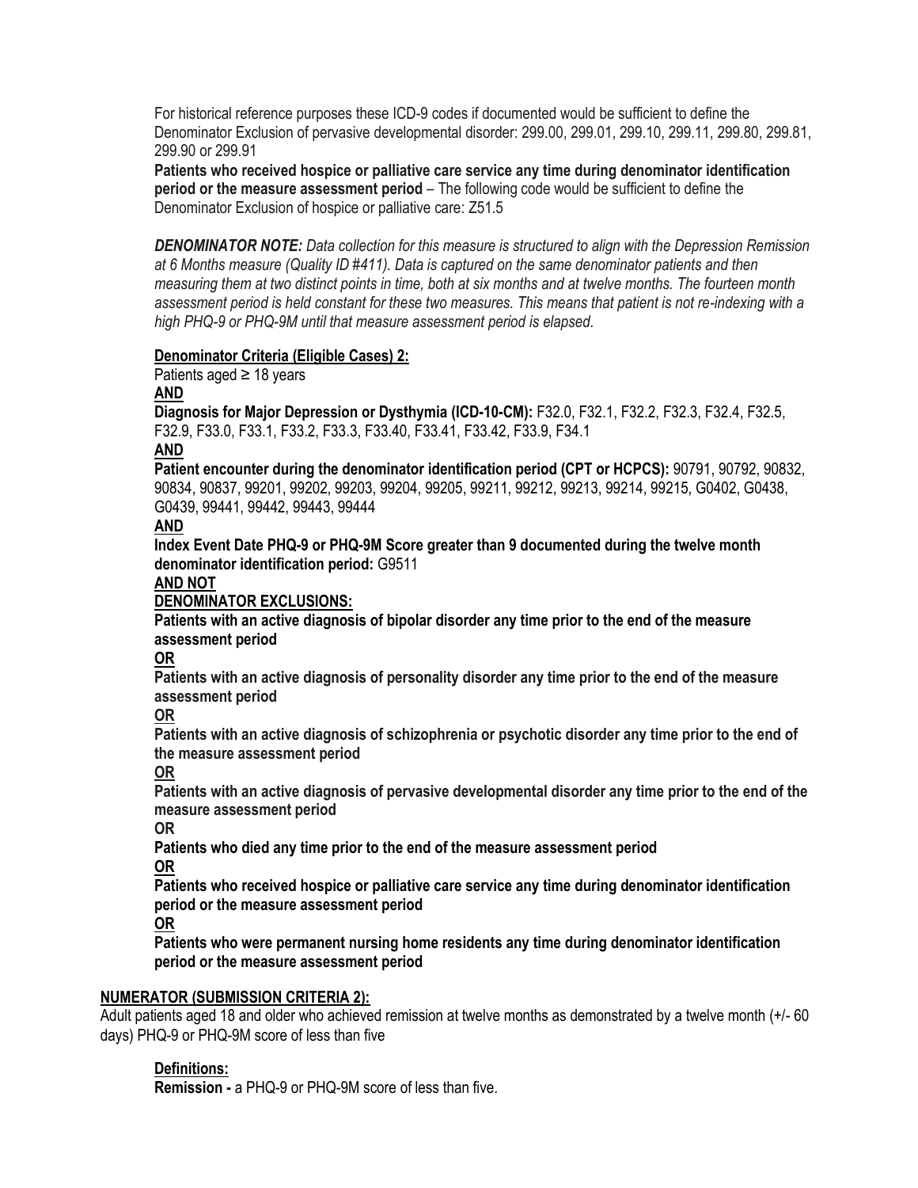For historical reference purposes these ICD-9 codes if documented would be sufficient to define the Denominator Exclusion of pervasive developmental disorder: 299.00, 299.01, 299.10, 299.11, 299.80, 299.81, 299.90 or 299.91

**Patients who received hospice or palliative care service any time during denominator identification period or the measure assessment period** – The following code would be sufficient to define the Denominator Exclusion of hospice or palliative care: Z51.5

***DENOMINATOR NOTE:*** *Data collection for this measure is structured to align with the Depression Remission at 6 Months measure (Quality ID #411). Data is captured on the same denominator patients and then measuring them at two distinct points in time, both at six months and at twelve months. The fourteen month assessment period is held constant for these two measures. This means that patient is not re-indexing with a high PHQ-9 or PHQ-9M until that measure assessment period is elapsed.*

**Denominator Criteria (Eligible Cases) 2:**

Patients aged ≥ 18 years

**AND**

**Diagnosis for Major Depression or Dysthymia (ICD-10-CM):** F32.0, F32.1, F32.2, F32.3, F32.4, F32.5, F32.9, F33.0, F33.1, F33.2, F33.3, F33.40, F33.41, F33.42, F33.9, F34.1

**AND**

**Patient encounter during the denominator identification period (CPT or HCPCS):** 90791, 90792, 90832, 90834, 90837, 99201, 99202, 99203, 99204, 99205, 99211, 99212, 99213, 99214, 99215, G0402, G0438, G0439, 99441, 99442, 99443, 99444

**AND**

**Index Event Date PHQ-9 or PHQ-9M Score greater than 9 documented during the twelve month denominator identification period:** G9511

**AND NOT**

**DENOMINATOR EXCLUSIONS:**

**Patients with an active diagnosis of bipolar disorder any time prior to the end of the measure assessment period**

**OR**

**Patients with an active diagnosis of personality disorder any time prior to the end of the measure assessment period**

**OR**

**Patients with an active diagnosis of schizophrenia or psychotic disorder any time prior to the end of the measure assessment period**

**OR**

**Patients with an active diagnosis of pervasive developmental disorder any time prior to the end of the measure assessment period**

**OR**

**Patients who died any time prior to the end of the measure assessment period**

**OR**

**Patients who received hospice or palliative care service any time during denominator identification period or the measure assessment period**

**OR**

**Patients who were permanent nursing home residents any time during denominator identification period or the measure assessment period**

**NUMERATOR (SUBMISSION CRITERIA 2):**

Adult patients aged 18 and older who achieved remission at twelve months as demonstrated by a twelve month (+/- 60 days) PHQ-9 or PHQ-9M score of less than five

**Definitions:**

**Remission -** a PHQ-9 or PHQ-9M score of less than five.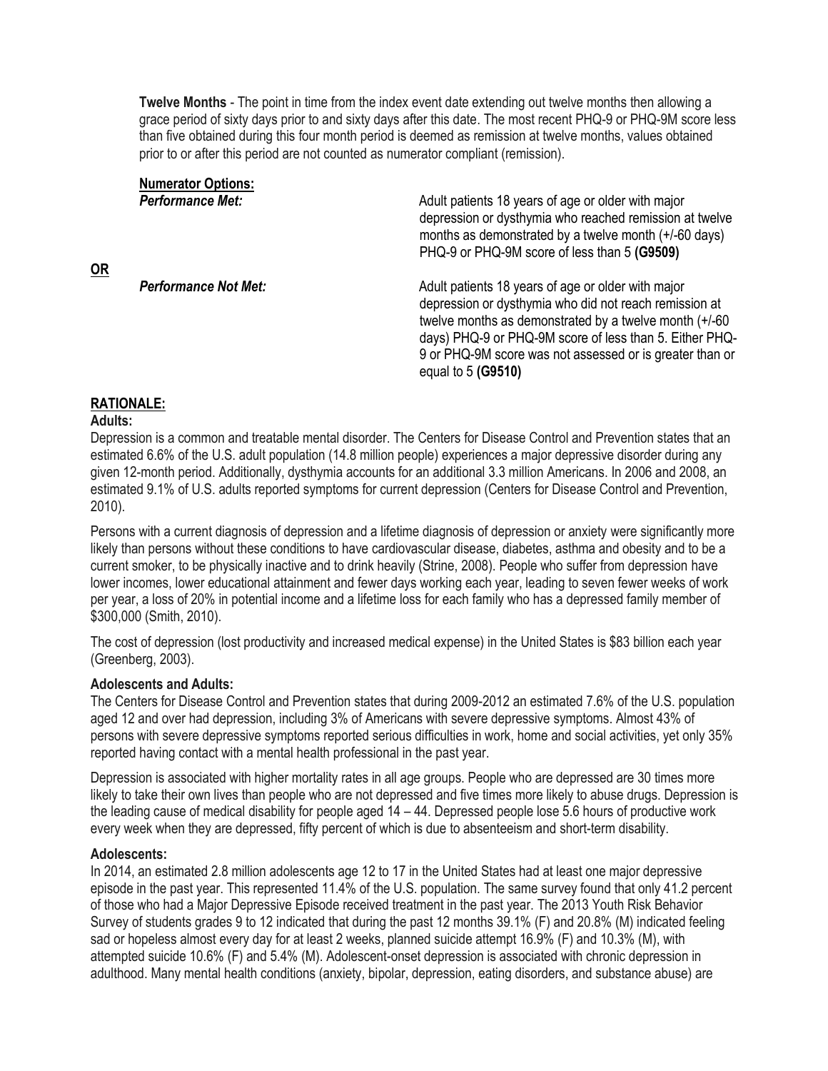**Twelve Months** - The point in time from the index event date extending out twelve months then allowing a grace period of sixty days prior to and sixty days after this date. The most recent PHQ-9 or PHQ-9M score less than five obtained during this four month period is deemed as remission at twelve months, values obtained prior to or after this period are not counted as numerator compliant (remission).

**Numerator Options:**

***Performance Met:*** Adult patients 18 years of age or older with major depression or dysthymia who reached remission at twelve months as demonstrated by a twelve month (+/-60 days) PHQ-9 or PHQ-9M score of less than 5 **(G9509)**

**OR**

***Performance Not Met:*** Adult patients 18 years of age or older with major depression or dysthymia who did not reach remission at twelve months as demonstrated by a twelve month (+/-60 days) PHQ-9 or PHQ-9M score of less than 5. Either PHQ-9 or PHQ-9M score was not assessed or is greater than or equal to 5 **(G9510)**

## RATIONALE:

**Adults:**

Depression is a common and treatable mental disorder. The Centers for Disease Control and Prevention states that an estimated 6.6% of the U.S. adult population (14.8 million people) experiences a major depressive disorder during any given 12-month period. Additionally, dysthymia accounts for an additional 3.3 million Americans. In 2006 and 2008, an estimated 9.1% of U.S. adults reported symptoms for current depression (Centers for Disease Control and Prevention, 2010).

Persons with a current diagnosis of depression and a lifetime diagnosis of depression or anxiety were significantly more likely than persons without these conditions to have cardiovascular disease, diabetes, asthma and obesity and to be a current smoker, to be physically inactive and to drink heavily (Strine, 2008). People who suffer from depression have lower incomes, lower educational attainment and fewer days working each year, leading to seven fewer weeks of work per year, a loss of 20% in potential income and a lifetime loss for each family who has a depressed family member of $300,000 (Smith, 2010).

The cost of depression (lost productivity and increased medical expense) in the United States is $83 billion each year (Greenberg, 2003).

**Adolescents and Adults:**

The Centers for Disease Control and Prevention states that during 2009-2012 an estimated 7.6% of the U.S. population aged 12 and over had depression, including 3% of Americans with severe depressive symptoms. Almost 43% of persons with severe depressive symptoms reported serious difficulties in work, home and social activities, yet only 35% reported having contact with a mental health professional in the past year.

Depression is associated with higher mortality rates in all age groups. People who are depressed are 30 times more likely to take their own lives than people who are not depressed and five times more likely to abuse drugs. Depression is the leading cause of medical disability for people aged 14 – 44. Depressed people lose 5.6 hours of productive work every week when they are depressed, fifty percent of which is due to absenteeism and short-term disability.

**Adolescents:**

In 2014, an estimated 2.8 million adolescents age 12 to 17 in the United States had at least one major depressive episode in the past year. This represented 11.4% of the U.S. population. The same survey found that only 41.2 percent of those who had a Major Depressive Episode received treatment in the past year. The 2013 Youth Risk Behavior Survey of students grades 9 to 12 indicated that during the past 12 months 39.1% (F) and 20.8% (M) indicated feeling sad or hopeless almost every day for at least 2 weeks, planned suicide attempt 16.9% (F) and 10.3% (M), with attempted suicide 10.6% (F) and 5.4% (M). Adolescent-onset depression is associated with chronic depression in adulthood. Many mental health conditions (anxiety, bipolar, depression, eating disorders, and substance abuse) are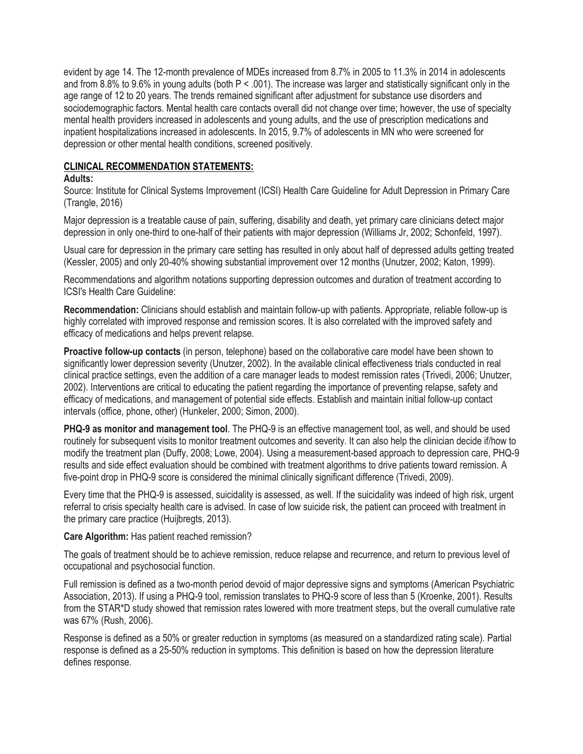evident by age 14. The 12-month prevalence of MDEs increased from 8.7% in 2005 to 11.3% in 2014 in adolescents and from 8.8% to 9.6% in young adults (both $P < .001$). The increase was larger and statistically significant only in the age range of 12 to 20 years. The trends remained significant after adjustment for substance use disorders and sociodemographic factors. Mental health care contacts overall did not change over time; however, the use of specialty mental health providers increased in adolescents and young adults, and the use of prescription medications and inpatient hospitalizations increased in adolescents. In 2015, 9.7% of adolescents in MN who were screened for depression or other mental health conditions, screened positively.

## CLINICAL RECOMMENDATION STATEMENTS:

### Adults:

Source: Institute for Clinical Systems Improvement (ICSI) Health Care Guideline for Adult Depression in Primary Care (Trangle, 2016)

Major depression is a treatable cause of pain, suffering, disability and death, yet primary care clinicians detect major depression in only one-third to one-half of their patients with major depression (Williams Jr, 2002; Schonfeld, 1997).

Usual care for depression in the primary care setting has resulted in only about half of depressed adults getting treated (Kessler, 2005) and only 20-40% showing substantial improvement over 12 months (Unutzer, 2002; Katon, 1999).

Recommendations and algorithm notations supporting depression outcomes and duration of treatment according to ICSI's Health Care Guideline:

**Recommendation:** Clinicians should establish and maintain follow-up with patients. Appropriate, reliable follow-up is highly correlated with improved response and remission scores. It is also correlated with the improved safety and efficacy of medications and helps prevent relapse.

**Proactive follow-up contacts** (in person, telephone) based on the collaborative care model have been shown to significantly lower depression severity (Unutzer, 2002). In the available clinical effectiveness trials conducted in real clinical practice settings, even the addition of a care manager leads to modest remission rates (Trivedi, 2006; Unutzer, 2002). Interventions are critical to educating the patient regarding the importance of preventing relapse, safety and efficacy of medications, and management of potential side effects. Establish and maintain initial follow-up contact intervals (office, phone, other) (Hunkeler, 2000; Simon, 2000).

**PHQ-9 as monitor and management tool**. The PHQ-9 is an effective management tool, as well, and should be used routinely for subsequent visits to monitor treatment outcomes and severity. It can also help the clinician decide if/how to modify the treatment plan (Duffy, 2008; Lowe, 2004). Using a measurement-based approach to depression care, PHQ-9 results and side effect evaluation should be combined with treatment algorithms to drive patients toward remission. A five-point drop in PHQ-9 score is considered the minimal clinically significant difference (Trivedi, 2009).

Every time that the PHQ-9 is assessed, suicidality is assessed, as well. If the suicidality was indeed of high risk, urgent referral to crisis specialty health care is advised. In case of low suicide risk, the patient can proceed with treatment in the primary care practice (Huijbregts, 2013).

**Care Algorithm:** Has patient reached remission?

The goals of treatment should be to achieve remission, reduce relapse and recurrence, and return to previous level of occupational and psychosocial function.

Full remission is defined as a two-month period devoid of major depressive signs and symptoms (American Psychiatric Association, 2013). If using a PHQ-9 tool, remission translates to PHQ-9 score of less than 5 (Kroenke, 2001). Results from the STAR*D study showed that remission rates lowered with more treatment steps, but the overall cumulative rate was 67% (Rush, 2006).

Response is defined as a 50% or greater reduction in symptoms (as measured on a standardized rating scale). Partial response is defined as a 25-50% reduction in symptoms. This definition is based on how the depression literature defines response.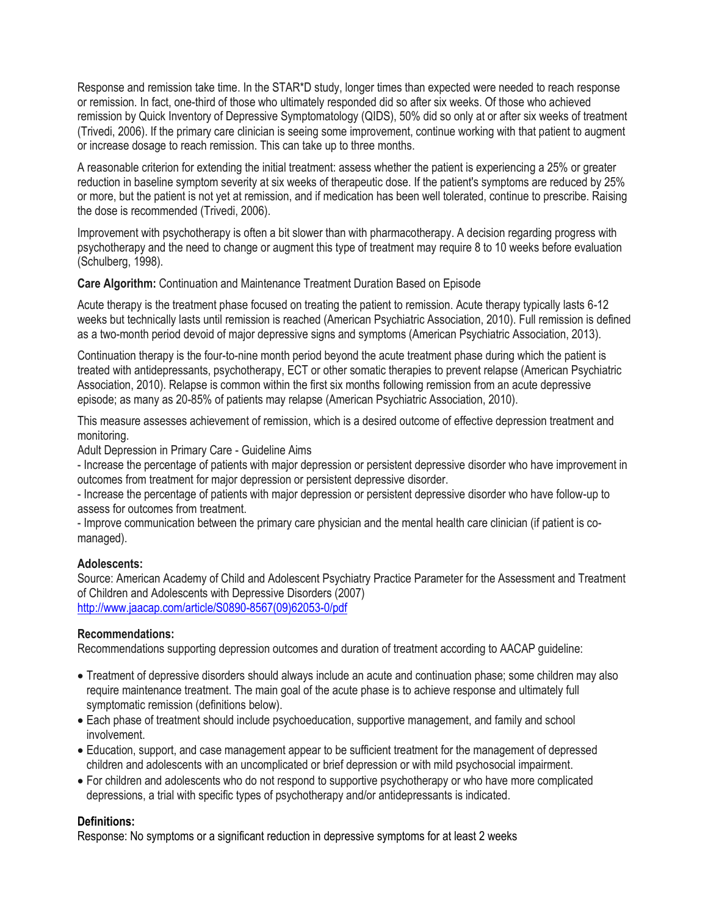Response and remission take time. In the STAR*D study, longer times than expected were needed to reach response or remission. In fact, one-third of those who ultimately responded did so after six weeks. Of those who achieved remission by Quick Inventory of Depressive Symptomatology (QIDS), 50% did so only at or after six weeks of treatment (Trivedi, 2006). If the primary care clinician is seeing some improvement, continue working with that patient to augment or increase dosage to reach remission. This can take up to three months.

A reasonable criterion for extending the initial treatment: assess whether the patient is experiencing a 25% or greater reduction in baseline symptom severity at six weeks of therapeutic dose. If the patient's symptoms are reduced by 25% or more, but the patient is not yet at remission, and if medication has been well tolerated, continue to prescribe. Raising the dose is recommended (Trivedi, 2006).

Improvement with psychotherapy is often a bit slower than with pharmacotherapy. A decision regarding progress with psychotherapy and the need to change or augment this type of treatment may require 8 to 10 weeks before evaluation (Schulberg, 1998).

**Care Algorithm:** Continuation and Maintenance Treatment Duration Based on Episode

Acute therapy is the treatment phase focused on treating the patient to remission. Acute therapy typically lasts 6-12 weeks but technically lasts until remission is reached (American Psychiatric Association, 2010). Full remission is defined as a two-month period devoid of major depressive signs and symptoms (American Psychiatric Association, 2013).

Continuation therapy is the four-to-nine month period beyond the acute treatment phase during which the patient is treated with antidepressants, psychotherapy, ECT or other somatic therapies to prevent relapse (American Psychiatric Association, 2010). Relapse is common within the first six months following remission from an acute depressive episode; as many as 20-85% of patients may relapse (American Psychiatric Association, 2010).

This measure assesses achievement of remission, which is a desired outcome of effective depression treatment and monitoring.

Adult Depression in Primary Care - Guideline Aims

- Increase the percentage of patients with major depression or persistent depressive disorder who have improvement in outcomes from treatment for major depression or persistent depressive disorder.
- Increase the percentage of patients with major depression or persistent depressive disorder who have follow-up to assess for outcomes from treatment.
- Improve communication between the primary care physician and the mental health care clinician (if patient is co-managed).

**Adolescents:**

Source: American Academy of Child and Adolescent Psychiatry Practice Parameter for the Assessment and Treatment of Children and Adolescents with Depressive Disorders (2007)
[http://www.jaacap.com/article/S0890-8567(09)62053-0/pdf](http://www.jaacap.com/article/S0890-8567(09)62053-0/pdf)

**Recommendations:**

Recommendations supporting depression outcomes and duration of treatment according to AACAP guideline:

- Treatment of depressive disorders should always include an acute and continuation phase; some children may also require maintenance treatment. The main goal of the acute phase is to achieve response and ultimately full symptomatic remission (definitions below).
- Each phase of treatment should include psychoeducation, supportive management, and family and school involvement.
- Education, support, and case management appear to be sufficient treatment for the management of depressed children and adolescents with an uncomplicated or brief depression or with mild psychosocial impairment.
- For children and adolescents who do not respond to supportive psychotherapy or who have more complicated depressions, a trial with specific types of psychotherapy and/or antidepressants is indicated.

**Definitions:**

Response: No symptoms or a significant reduction in depressive symptoms for at least 2 weeks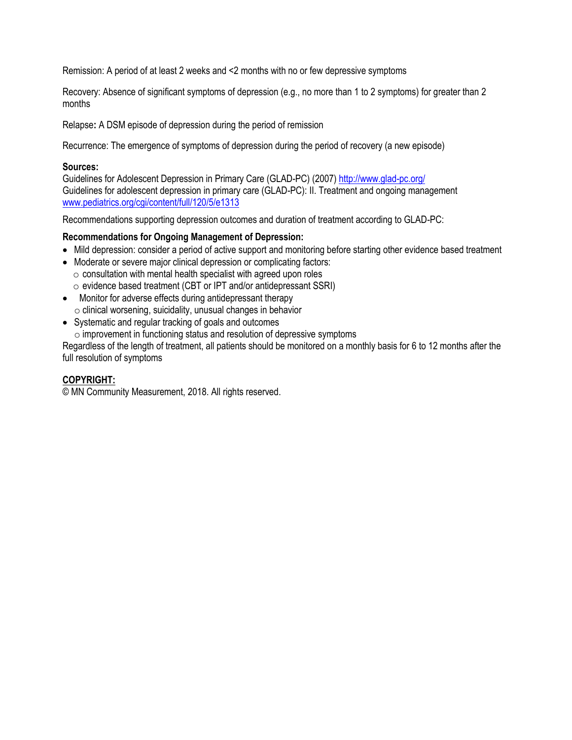Remission: A period of at least 2 weeks and <2 months with no or few depressive symptoms

Recovery: Absence of significant symptoms of depression (e.g., no more than 1 to 2 symptoms) for greater than 2 months

Relapse**:** A DSM episode of depression during the period of remission

Recurrence: The emergence of symptoms of depression during the period of recovery (a new episode)

**Sources:**
Guidelines for Adolescent Depression in Primary Care (GLAD-PC) (2007) [http://www.glad-pc.org/](http://www.glad-pc.org/)
Guidelines for adolescent depression in primary care (GLAD-PC): II. Treatment and ongoing management [www.pediatrics.org/cgi/content/full/120/5/e1313](www.pediatrics.org/cgi/content/full/120/5/e1313)

Recommendations supporting depression outcomes and duration of treatment according to GLAD-PC:

**Recommendations for Ongoing Management of Depression:**

- Mild depression: consider a period of active support and monitoring before starting other evidence based treatment
- Moderate or severe major clinical depression or complicating factors:
  - consultation with mental health specialist with agreed upon roles
  - evidence based treatment (CBT or IPT and/or antidepressant SSRI)
- Monitor for adverse effects during antidepressant therapy
  - clinical worsening, suicidality, unusual changes in behavior
- Systematic and regular tracking of goals and outcomes
  - improvement in functioning status and resolution of depressive symptoms

Regardless of the length of treatment, all patients should be monitored on a monthly basis for 6 to 12 months after the full resolution of symptoms

**COPYRIGHT:**
© MN Community Measurement, 2018. All rights reserved.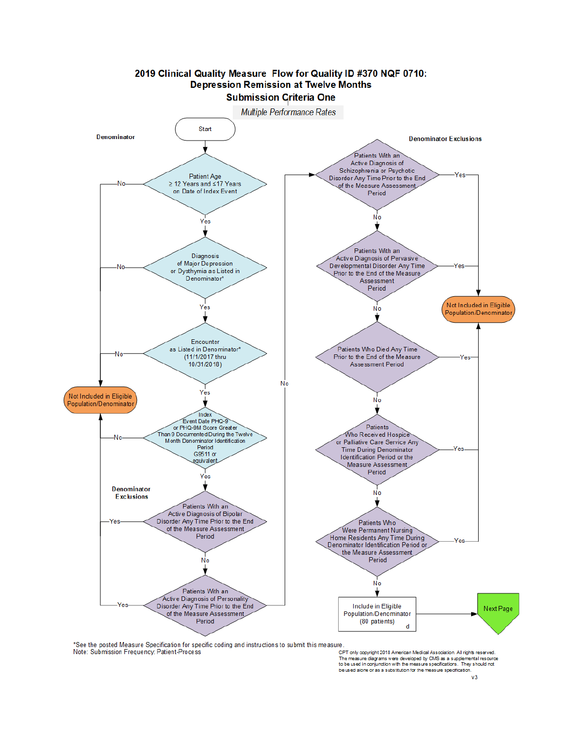# 2019 Clinical Quality Measure Flow for Quality ID #370 NQF 0710: Depression Remission at Twelve Months

## Submission Criteria One

*Multiple Performance Rates*

**Denominator**

Start

- Patient Age ≥ 12 Years and ≤17 Years on Date of Index Event
  - No → Not Included in Eligible Population/Denominator
  - Yes ↓
- Diagnosis of Major Depression or Dysthymia as Listed in Denominator*
  - No → Not Included in Eligible Population/Denominator
  - Yes ↓
- Encounter as Listed in Denominator* (11/1/2017 thru 10/31/2018)
  - No → Not Included in Eligible Population/Denominator
  - Yes ↓
- Index Event Date PHQ-9 or PHQ-9M Score Greater Than 9 Documented During the Twelve Month Denominator Identification Period G9511 or equivalent
  - No → Not Included in Eligible Population/Denominator
  - Yes ↓

**Denominator Exclusions**

- Patients With an Active Diagnosis of Bipolar Disorder Any Time Prior to the End of the Measure Assessment Period
  - Yes → Not Included in Eligible Population/Denominator
  - No ↓
- Patients With an Active Diagnosis of Personality Disorder Any Time Prior to the End of the Measure Assessment Period
  - Yes → Not Included in Eligible Population/Denominator
  - No ↓

**Denominator Exclusions**

- Patients With an Active Diagnosis of Schizophrenia or Psychotic Disorder Any Time Prior to the End of the Measure Assessment Period
  - Yes → Not Included in Eligible Population/Denominator
  - No ↓
- Patients With an Active Diagnosis of Pervasive Developmental Disorder Any Time Prior to the End of the Measure Assessment Period
  - Yes → Not Included in Eligible Population/Denominator
  - No ↓
- Patients Who Died Any Time Prior to the End of the Measure Assessment Period
  - Yes → Not Included in Eligible Population/Denominator
  - No ↓
- Patients Who Received Hospice or Palliative Care Service Any Time During Denominator Identification Period or the Measure Assessment Period
  - Yes → Not Included in Eligible Population/Denominator
  - No ↓
- Patients Who Were Permanent Nursing Home Residents Any Time During Denominator Identification Period or the Measure Assessment Period
  - Yes → Not Included in Eligible Population/Denominator
  - No ↓
- Include in Eligible Population/Denominator (80 patients) d → Next Page

*See the posted Measure Specification for specific coding and instructions to submit this measure.

Note: Submission Frequency: Patient-Process

CPT only copyright 2018 American Medical Association. All rights reserved.
The measure diagrams were developed by CMS as a supplemental resource to be used in conjunction with the measure specifications. They should not be used alone or as a substitution for the measure specification.

v3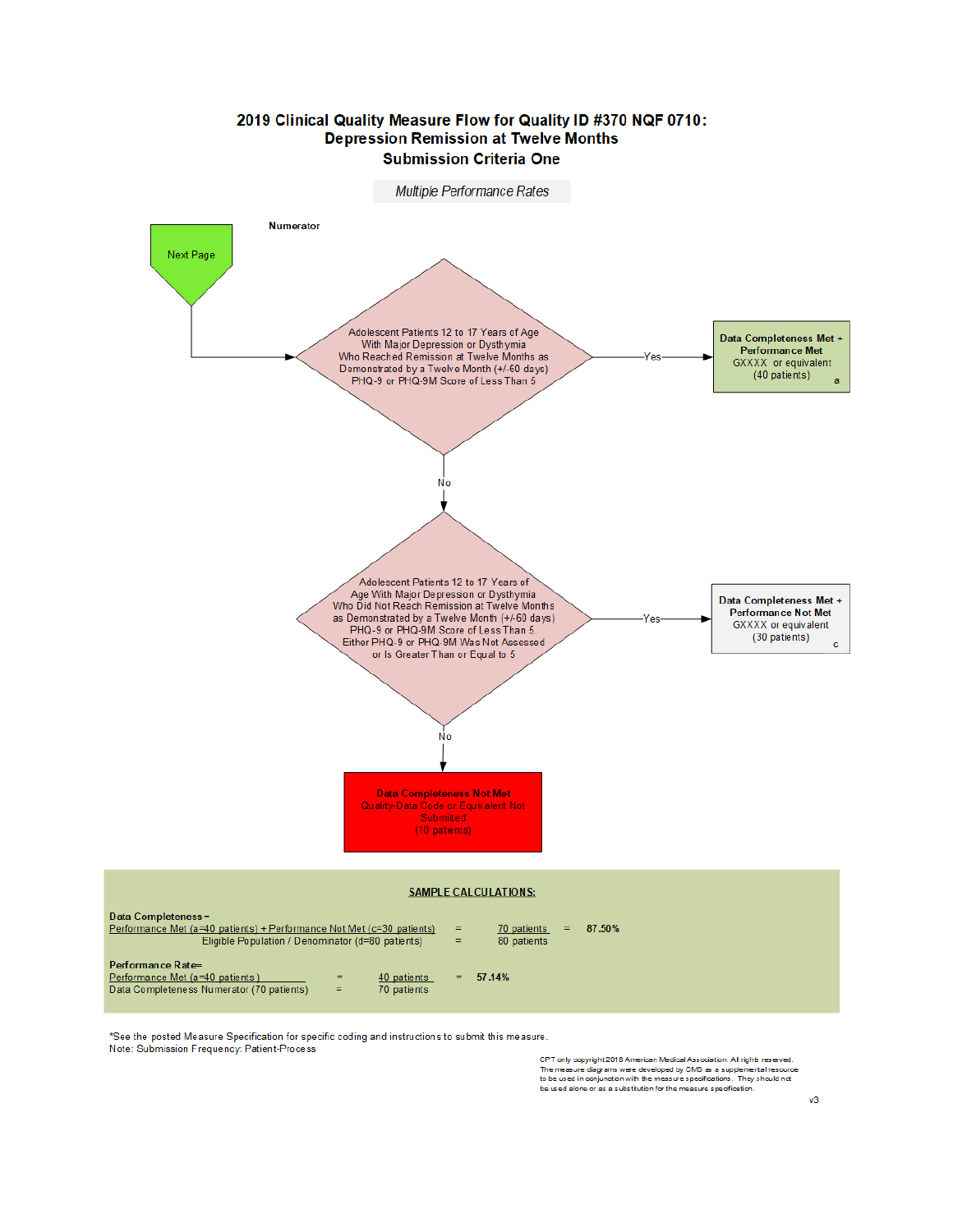# 2019 Clinical Quality Measure Flow for Quality ID #370 NQF 0710: Depression Remission at Twelve Months
## Submission Criteria One

*Multiple Performance Rates*

**Numerator**

Next Page

Adolescent Patients 12 to 17 Years of Age With Major Depression or Dysthymia Who Reached Remission at Twelve Months as Demonstrated by a Twelve Month (+/-60 days) PHQ-9 or PHQ-9M Score of Less Than 5

- Yes → **Data Completeness Met + Performance Met** GXXXX or equivalent (40 patients) a
- No ↓

Adolescent Patients 12 to 17 Years of Age With Major Depression or Dysthymia Who Did Not Reach Remission at Twelve Months as Demonstrated by a Twelve Month (+/-60 days) PHQ-9 or PHQ-9M Score of Less Than 5. Either PHQ-9 or PHQ-9M Was Not Assessed or Is Greater Than or Equal to 5

- Yes → **Data Completeness Met + Performance Not Met** GXXXX or equivalent (30 patients) c
- No ↓

**Data Completeness Not Met** Quality-Data Code or Equivalent Not Submitted (10 patients)

**SAMPLE CALCULATIONS:**

**Data Completeness –**

$$\frac{\text{Performance Met (a=40 patients) + Performance Not Met (c=30 patients)}}{\text{Eligible Population / Denominator (d=80 patients)}} = \frac{\text{70 patients}}{\text{80 patients}} = 87.50\%$$

**Performance Rate=**

$$\frac{\text{Performance Met (a=40 patients)}}{\text{Data Completeness Numerator (70 patients)}} = \frac{\text{40 patients}}{\text{70 patients}} = 57.14\%$$

*See the posted Measure Specification for specific coding and instructions to submit this measure.

Note: Submission Frequency: Patient-Process

CPT only copyright 2018 American Medical Association. All rights reserved.
The measure diagrams were developed by CMS as a supplemental resource to be used in conjunction with the measure specifications. They should not be used alone or as a substitution for the measure specification.

v3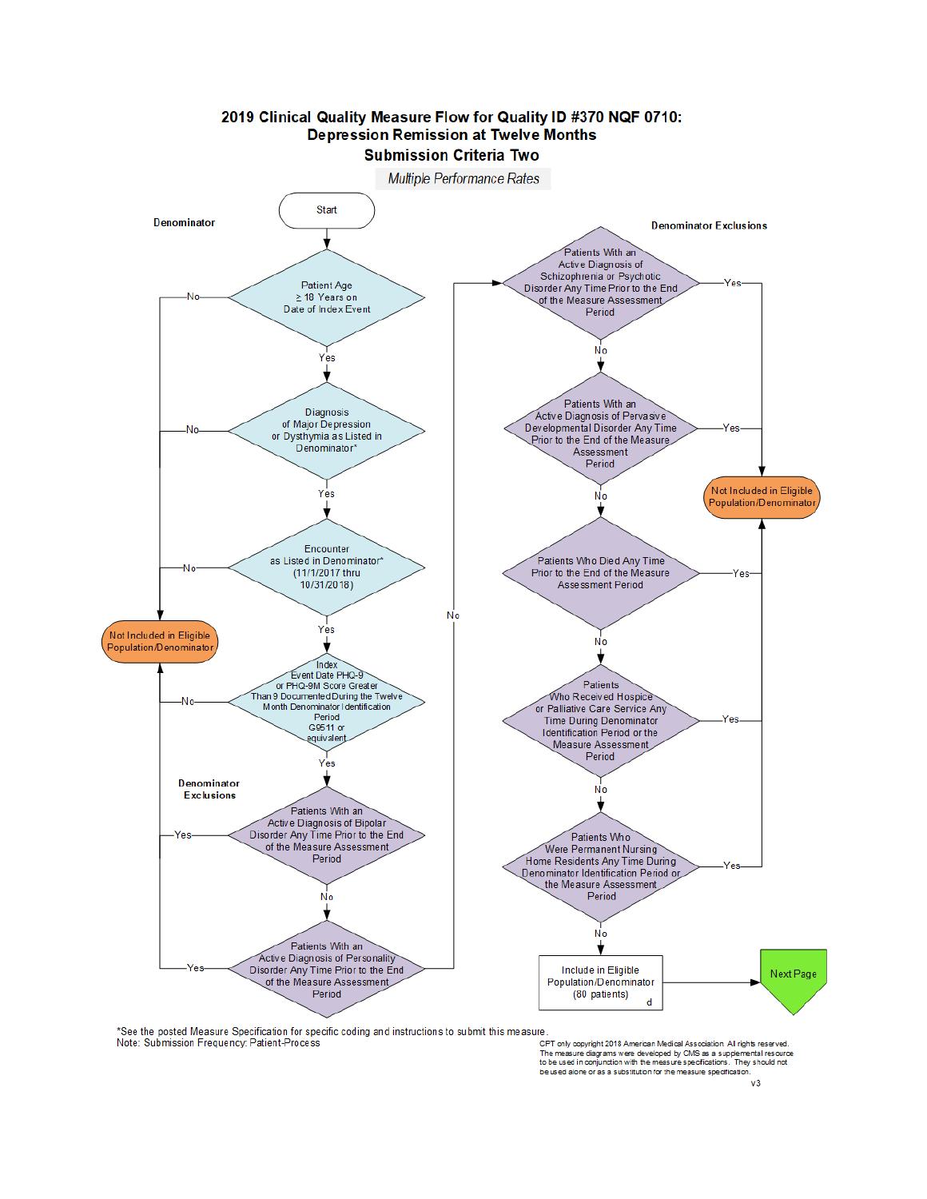# 2019 Clinical Quality Measure Flow for Quality ID #370 NQF 0710: Depression Remission at Twelve Months

## Submission Criteria Two

*Multiple Performance Rates*

**Denominator**

Start

- Patient Age ≥ 18 Years on Date of Index Event
  - No → Not Included in Eligible Population/Denominator
  - Yes ↓
- Diagnosis of Major Depression or Dysthymia as Listed in Denominator*
  - No → Not Included in Eligible Population/Denominator
  - Yes ↓
- Encounter as Listed in Denominator* (11/1/2017 thru 10/31/2018)
  - No → Not Included in Eligible Population/Denominator
  - Yes ↓
- Index Event Date PHQ-9 or PHQ-9M Score Greater Than 9 Documented During the Twelve Month Denominator Identification Period G9511 or equivalent
  - No → Not Included in Eligible Population/Denominator
  - Yes ↓

**Denominator Exclusions**

- Patients With an Active Diagnosis of Bipolar Disorder Any Time Prior to the End of the Measure Assessment Period
  - Yes → Not Included in Eligible Population/Denominator
  - No ↓
- Patients With an Active Diagnosis of Personality Disorder Any Time Prior to the End of the Measure Assessment Period
  - Yes → Not Included in Eligible Population/Denominator
  - No ↓
- Patients With an Active Diagnosis of Schizophrenia or Psychotic Disorder Any Time Prior to the End of the Measure Assessment Period
  - Yes → Not Included in Eligible Population/Denominator
  - No ↓
- Patients With an Active Diagnosis of Pervasive Developmental Disorder Any Time Prior to the End of the Measure Assessment Period
  - Yes → Not Included in Eligible Population/Denominator
  - No ↓
- Patients Who Died Any Time Prior to the End of the Measure Assessment Period
  - Yes → Not Included in Eligible Population/Denominator
  - No ↓
- Patients Who Received Hospice or Palliative Care Service Any Time During Denominator Identification Period or the Measure Assessment Period
  - Yes → Not Included in Eligible Population/Denominator
  - No ↓
- Patients Who Were Permanent Nursing Home Residents Any Time During Denominator Identification Period or the Measure Assessment Period
  - Yes → Not Included in Eligible Population/Denominator
  - No ↓

Include in Eligible Population/Denominator (80 patients) d → Next Page

*See the posted Measure Specification for specific coding and instructions to submit this measure.
Note: Submission Frequency: Patient-Process

CPT only copyright 2018 American Medical Association. All rights reserved.
The measure diagrams were developed by CMS as a supplemental resource to be used in conjunction with the measure specifications. They should not be used alone or as a substitution for the measure specification.

v3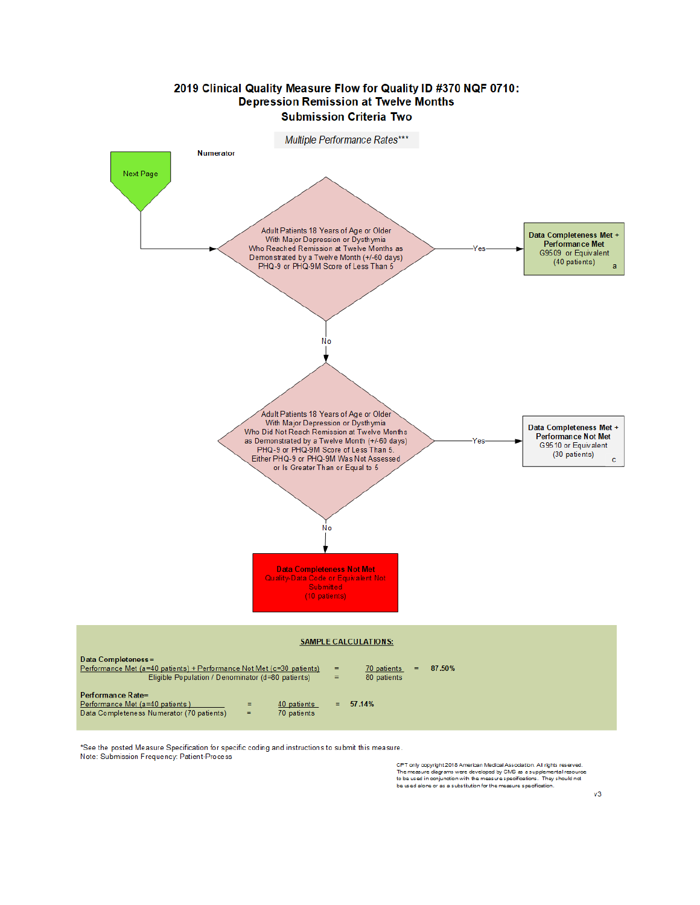# 2019 Clinical Quality Measure Flow for Quality ID #370 NQF 0710: Depression Remission at Twelve Months
## Submission Criteria Two

*Multiple Performance Rates****

**Numerator**

Next Page

Adult Patients 18 Years of Age or Older With Major Depression or Dysthymia Who Reached Remission at Twelve Months as Demonstrated by a Twelve Month (+/-60 days) PHQ-9 or PHQ-9M Score of Less Than 5

- Yes → **Data Completeness Met + Performance Met** G9509 or Equivalent (40 patients) a
- No ↓

Adult Patients 18 Years of Age or Older With Major Depression or Dysthymia Who Did Not Reach Remission at Twelve Months as Demonstrated by a Twelve Month (+/-60 days) PHQ-9 or PHQ-9M Score of Less Than 5. Either PHQ-9 or PHQ-9M Was Not Assessed or Is Greater Than or Equal to 5

- Yes → **Data Completeness Met + Performance Not Met** G9510 or Equivalent (30 patients) c
- No ↓

**Data Completeness Not Met** Quality-Data Code or Equivalent Not Submitted (10 patients)

**SAMPLE CALCULATIONS:**

**Data Completeness =**

Performance Met (a=40 patients) + Performance Not Met (c=30 patients) / Eligible Population / Denominator (d=80 patients) = 70 patients / 80 patients = **87.50%**

**Performance Rate=**

Performance Met (a=40 patients) / Data Completeness Numerator (70 patients) = 40 patients / 70 patients = **57.14%**

*See the posted Measure Specification for specific coding and instructions to submit this measure.

Note: Submission Frequency: Patient-Process

CPT only copyright 2018 American Medical Association. All rights reserved. The measure diagrams were developed by CMS as a supplemental resource to be used in conjunction with the measure specifications. They should not be used alone or as a substitution for the measure specification.

v3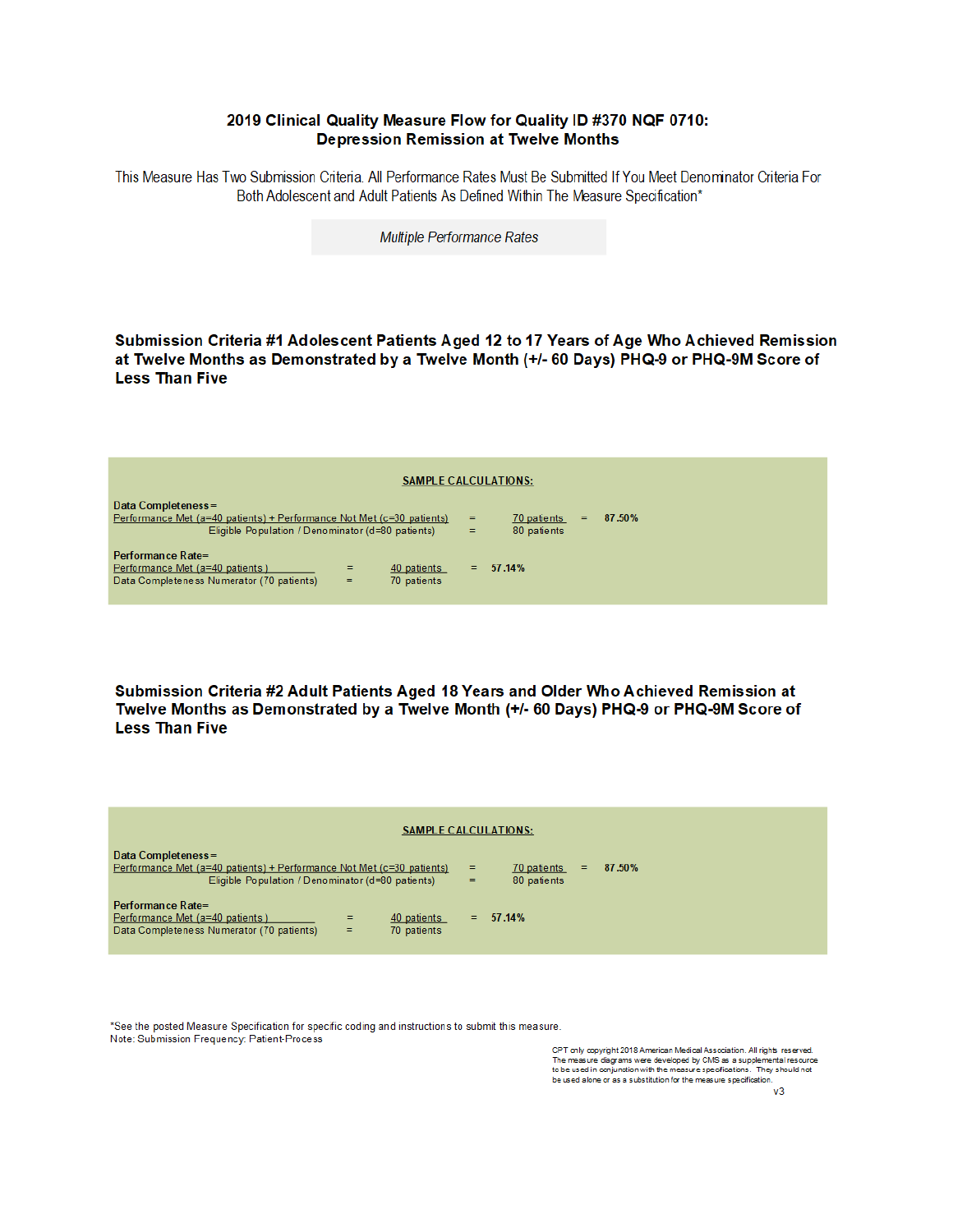# 2019 Clinical Quality Measure Flow for Quality ID #370 NQF 0710: Depression Remission at Twelve Months

This Measure Has Two Submission Criteria. All Performance Rates Must Be Submitted If You Meet Denominator Criteria For Both Adolescent and Adult Patients As Defined Within The Measure Specification*

*Multiple Performance Rates*

## Submission Criteria #1 Adolescent Patients Aged 12 to 17 Years of Age Who Achieved Remission at Twelve Months as Demonstrated by a Twelve Month (+/- 60 Days) PHQ-9 or PHQ-9M Score of Less Than Five

**SAMPLE CALCULATIONS:**

**Data Completeness=**

$$\frac{\text{Performance Met (a=40 patients) + Performance Not Met (c=30 patients)}}{\text{Eligible Population / Denominator (d=80 patients)}} = \frac{\text{70 patients}}{\text{80 patients}} = \textbf{87.50\%}$$

**Performance Rate=**

$$\frac{\text{Performance Met (a=40 patients)}}{\text{Data Completeness Numerator (70 patients)}} = \frac{\text{40 patients}}{\text{70 patients}} = \textbf{57.14\%}$$

## Submission Criteria #2 Adult Patients Aged 18 Years and Older Who Achieved Remission at Twelve Months as Demonstrated by a Twelve Month (+/- 60 Days) PHQ-9 or PHQ-9M Score of Less Than Five

**SAMPLE CALCULATIONS:**

**Data Completeness=**

$$\frac{\text{Performance Met (a=40 patients) + Performance Not Met (c=30 patients)}}{\text{Eligible Population / Denominator (d=80 patients)}} = \frac{\text{70 patients}}{\text{80 patients}} = \textbf{87.50\%}$$

**Performance Rate=**

$$\frac{\text{Performance Met (a=40 patients)}}{\text{Data Completeness Numerator (70 patients)}} = \frac{\text{40 patients}}{\text{70 patients}} = \textbf{57.14\%}$$

*See the posted Measure Specification for specific coding and instructions to submit this measure.
Note: Submission Frequency: Patient-Process

CPT only copyright 2018 American Medical Association. All rights reserved.
The measure diagrams were developed by CMS as a supplemental resource to be used in conjunction with the measure specifications. They should not be used alone or as a substitution for the measure specification.

v3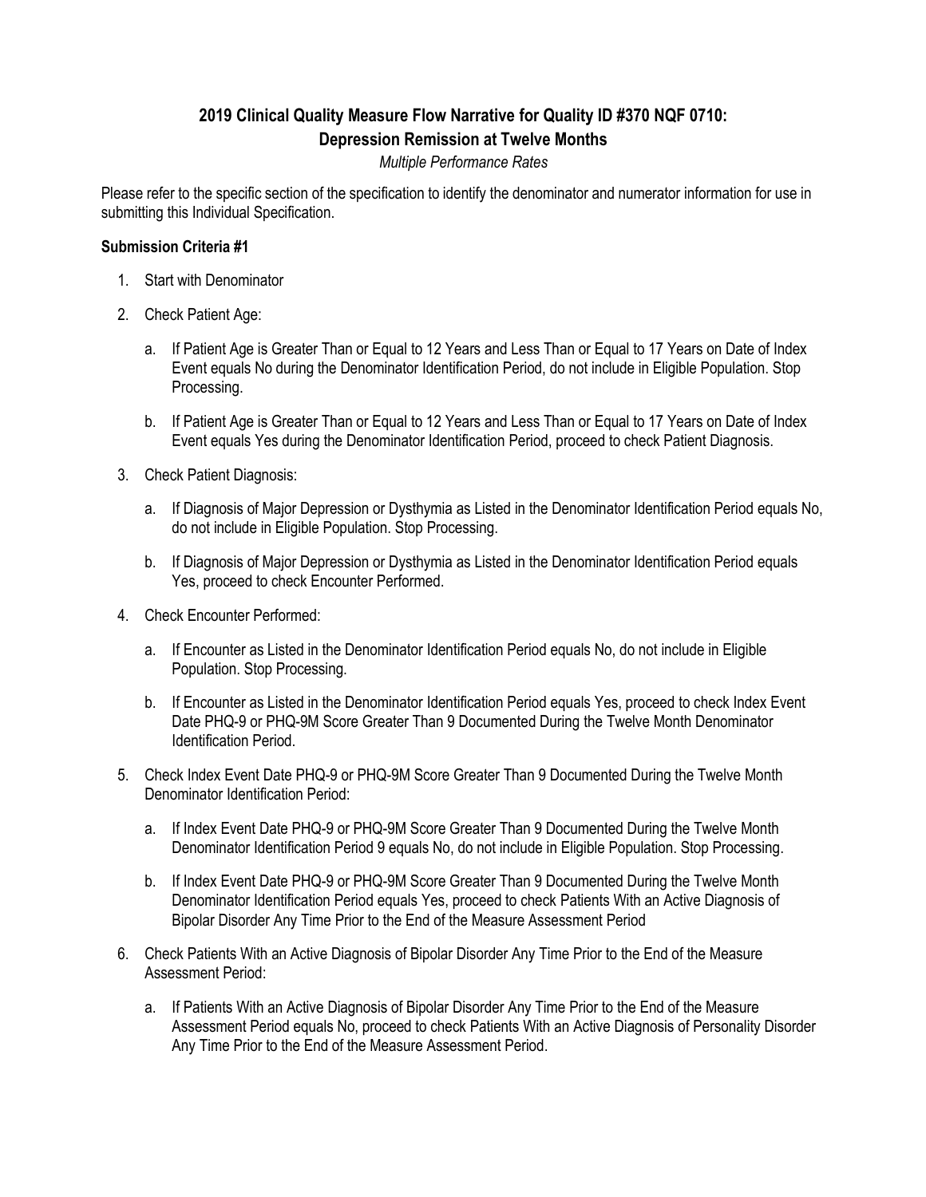# 2019 Clinical Quality Measure Flow Narrative for Quality ID #370 NQF 0710: Depression Remission at Twelve Months

*Multiple Performance Rates*

Please refer to the specific section of the specification to identify the denominator and numerator information for use in submitting this Individual Specification.

**Submission Criteria #1**

1. Start with Denominator
2. Check Patient Age:
   a. If Patient Age is Greater Than or Equal to 12 Years and Less Than or Equal to 17 Years on Date of Index Event equals No during the Denominator Identification Period, do not include in Eligible Population. Stop Processing.
   b. If Patient Age is Greater Than or Equal to 12 Years and Less Than or Equal to 17 Years on Date of Index Event equals Yes during the Denominator Identification Period, proceed to check Patient Diagnosis.
3. Check Patient Diagnosis:
   a. If Diagnosis of Major Depression or Dysthymia as Listed in the Denominator Identification Period equals No, do not include in Eligible Population. Stop Processing.
   b. If Diagnosis of Major Depression or Dysthymia as Listed in the Denominator Identification Period equals Yes, proceed to check Encounter Performed.
4. Check Encounter Performed:
   a. If Encounter as Listed in the Denominator Identification Period equals No, do not include in Eligible Population. Stop Processing.
   b. If Encounter as Listed in the Denominator Identification Period equals Yes, proceed to check Index Event Date PHQ-9 or PHQ-9M Score Greater Than 9 Documented During the Twelve Month Denominator Identification Period.
5. Check Index Event Date PHQ-9 or PHQ-9M Score Greater Than 9 Documented During the Twelve Month Denominator Identification Period:
   a. If Index Event Date PHQ-9 or PHQ-9M Score Greater Than 9 Documented During the Twelve Month Denominator Identification Period 9 equals No, do not include in Eligible Population. Stop Processing.
   b. If Index Event Date PHQ-9 or PHQ-9M Score Greater Than 9 Documented During the Twelve Month Denominator Identification Period equals Yes, proceed to check Patients With an Active Diagnosis of Bipolar Disorder Any Time Prior to the End of the Measure Assessment Period
6. Check Patients With an Active Diagnosis of Bipolar Disorder Any Time Prior to the End of the Measure Assessment Period:
   a. If Patients With an Active Diagnosis of Bipolar Disorder Any Time Prior to the End of the Measure Assessment Period equals No, proceed to check Patients With an Active Diagnosis of Personality Disorder Any Time Prior to the End of the Measure Assessment Period.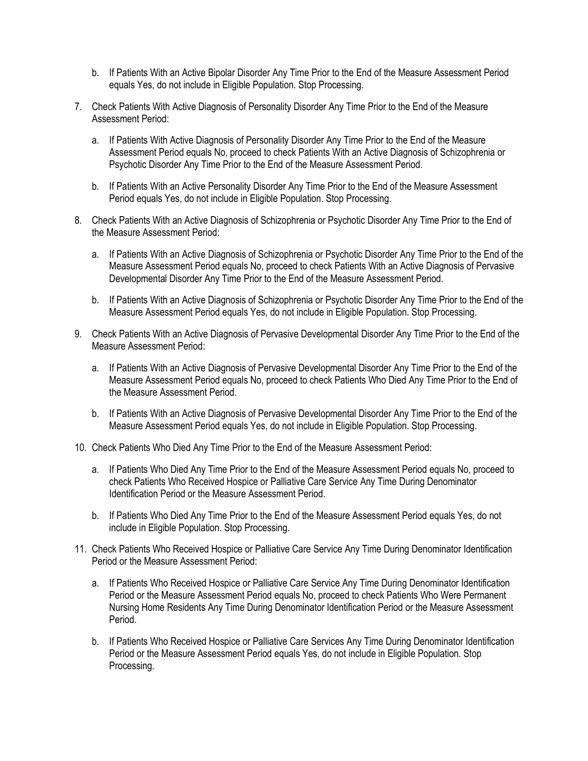b. If Patients With an Active Bipolar Disorder Any Time Prior to the End of the Measure Assessment Period equals Yes, do not include in Eligible Population. Stop Processing.

7. Check Patients With Active Diagnosis of Personality Disorder Any Time Prior to the End of the Measure Assessment Period:

   a. If Patients With Active Diagnosis of Personality Disorder Any Time Prior to the End of the Measure Assessment Period equals No, proceed to check Patients With an Active Diagnosis of Schizophrenia or Psychotic Disorder Any Time Prior to the End of the Measure Assessment Period.

   b. If Patients With an Active Personality Disorder Any Time Prior to the End of the Measure Assessment Period equals Yes, do not include in Eligible Population. Stop Processing.

8. Check Patients With an Active Diagnosis of Schizophrenia or Psychotic Disorder Any Time Prior to the End of the Measure Assessment Period:

   a. If Patients With an Active Diagnosis of Schizophrenia or Psychotic Disorder Any Time Prior to the End of the Measure Assessment Period equals No, proceed to check Patients With an Active Diagnosis of Pervasive Developmental Disorder Any Time Prior to the End of the Measure Assessment Period.

   b. If Patients With an Active Diagnosis of Schizophrenia or Psychotic Disorder Any Time Prior to the End of the Measure Assessment Period equals Yes, do not include in Eligible Population. Stop Processing.

9. Check Patients With an Active Diagnosis of Pervasive Developmental Disorder Any Time Prior to the End of the Measure Assessment Period:

   a. If Patients With an Active Diagnosis of Pervasive Developmental Disorder Any Time Prior to the End of the Measure Assessment Period equals No, proceed to check Patients Who Died Any Time Prior to the End of the Measure Assessment Period.

   b. If Patients With an Active Diagnosis of Pervasive Developmental Disorder Any Time Prior to the End of the Measure Assessment Period equals Yes, do not include in Eligible Population. Stop Processing.

10. Check Patients Who Died Any Time Prior to the End of the Measure Assessment Period:

    a. If Patients Who Died Any Time Prior to the End of the Measure Assessment Period equals No, proceed to check Patients Who Received Hospice or Palliative Care Service Any Time During Denominator Identification Period or the Measure Assessment Period.

    b. If Patients Who Died Any Time Prior to the End of the Measure Assessment Period equals Yes, do not include in Eligible Population. Stop Processing.

11. Check Patients Who Received Hospice or Palliative Care Service Any Time During Denominator Identification Period or the Measure Assessment Period:

    a. If Patients Who Received Hospice or Palliative Care Service Any Time During Denominator Identification Period or the Measure Assessment Period equals No, proceed to check Patients Who Were Permanent Nursing Home Residents Any Time During Denominator Identification Period or the Measure Assessment Period.

    b. If Patients Who Received Hospice or Palliative Care Services Any Time During Denominator Identification Period or the Measure Assessment Period equals Yes, do not include in Eligible Population. Stop Processing.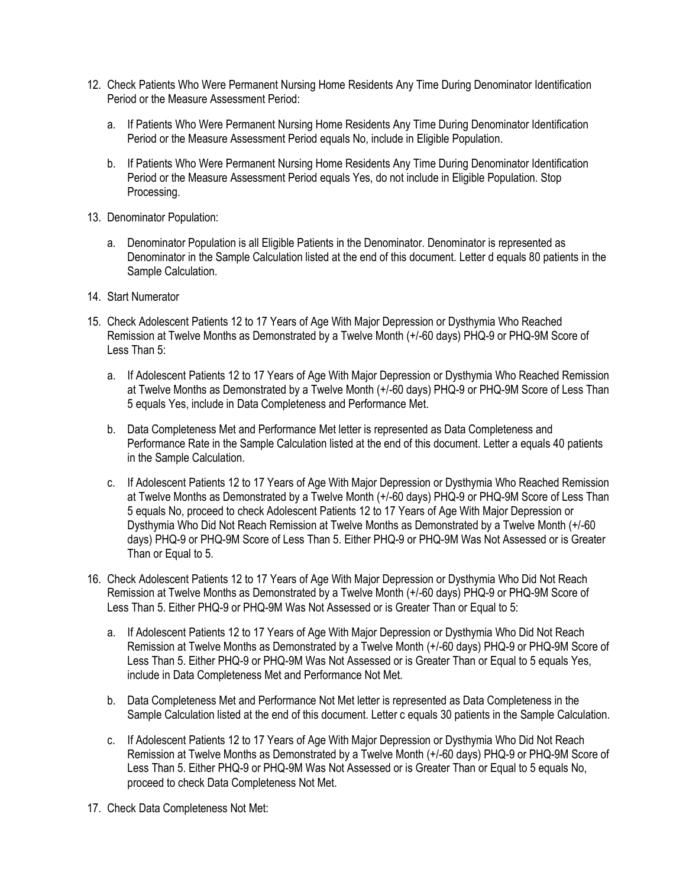12. Check Patients Who Were Permanent Nursing Home Residents Any Time During Denominator Identification Period or the Measure Assessment Period:

    a. If Patients Who Were Permanent Nursing Home Residents Any Time During Denominator Identification Period or the Measure Assessment Period equals No, include in Eligible Population.

    b. If Patients Who Were Permanent Nursing Home Residents Any Time During Denominator Identification Period or the Measure Assessment Period equals Yes, do not include in Eligible Population. Stop Processing.

13. Denominator Population:

    a. Denominator Population is all Eligible Patients in the Denominator. Denominator is represented as Denominator in the Sample Calculation listed at the end of this document. Letter d equals 80 patients in the Sample Calculation.

14. Start Numerator

15. Check Adolescent Patients 12 to 17 Years of Age With Major Depression or Dysthymia Who Reached Remission at Twelve Months as Demonstrated by a Twelve Month (+/-60 days) PHQ-9 or PHQ-9M Score of Less Than 5:

    a. If Adolescent Patients 12 to 17 Years of Age With Major Depression or Dysthymia Who Reached Remission at Twelve Months as Demonstrated by a Twelve Month (+/-60 days) PHQ-9 or PHQ-9M Score of Less Than 5 equals Yes, include in Data Completeness and Performance Met.

    b. Data Completeness Met and Performance Met letter is represented as Data Completeness and Performance Rate in the Sample Calculation listed at the end of this document. Letter a equals 40 patients in the Sample Calculation.

    c. If Adolescent Patients 12 to 17 Years of Age With Major Depression or Dysthymia Who Reached Remission at Twelve Months as Demonstrated by a Twelve Month (+/-60 days) PHQ-9 or PHQ-9M Score of Less Than 5 equals No, proceed to check Adolescent Patients 12 to 17 Years of Age With Major Depression or Dysthymia Who Did Not Reach Remission at Twelve Months as Demonstrated by a Twelve Month (+/-60 days) PHQ-9 or PHQ-9M Score of Less Than 5. Either PHQ-9 or PHQ-9M Was Not Assessed or is Greater Than or Equal to 5.

16. Check Adolescent Patients 12 to 17 Years of Age With Major Depression or Dysthymia Who Did Not Reach Remission at Twelve Months as Demonstrated by a Twelve Month (+/-60 days) PHQ-9 or PHQ-9M Score of Less Than 5. Either PHQ-9 or PHQ-9M Was Not Assessed or is Greater Than or Equal to 5:

    a. If Adolescent Patients 12 to 17 Years of Age With Major Depression or Dysthymia Who Did Not Reach Remission at Twelve Months as Demonstrated by a Twelve Month (+/-60 days) PHQ-9 or PHQ-9M Score of Less Than 5. Either PHQ-9 or PHQ-9M Was Not Assessed or is Greater Than or Equal to 5 equals Yes, include in Data Completeness Met and Performance Not Met.

    b. Data Completeness Met and Performance Not Met letter is represented as Data Completeness in the Sample Calculation listed at the end of this document. Letter c equals 30 patients in the Sample Calculation.

    c. If Adolescent Patients 12 to 17 Years of Age With Major Depression or Dysthymia Who Did Not Reach Remission at Twelve Months as Demonstrated by a Twelve Month (+/-60 days) PHQ-9 or PHQ-9M Score of Less Than 5. Either PHQ-9 or PHQ-9M Was Not Assessed or is Greater Than or Equal to 5 equals No, proceed to check Data Completeness Not Met.

17. Check Data Completeness Not Met: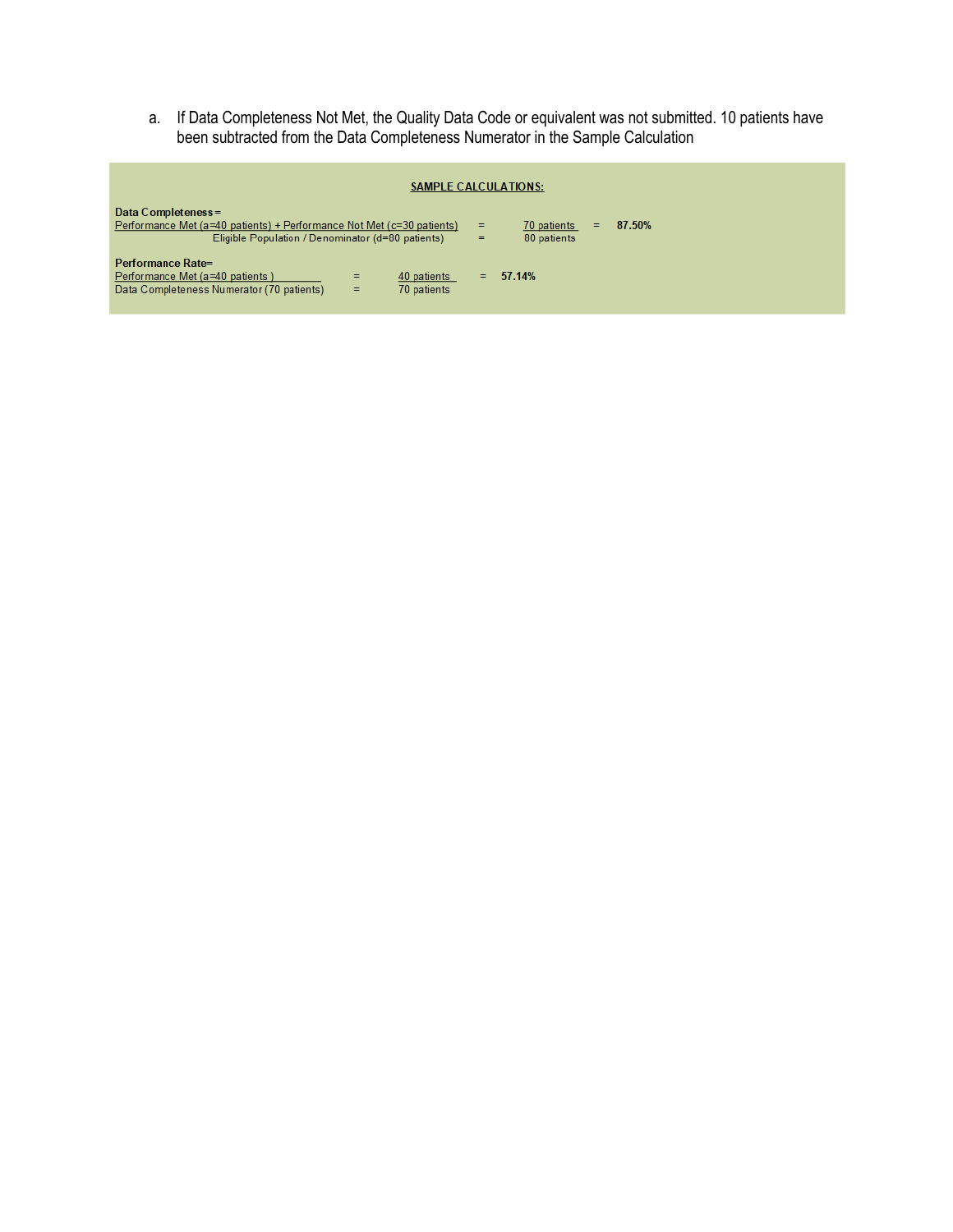a. If Data Completeness Not Met, the Quality Data Code or equivalent was not submitted. 10 patients have been subtracted from the Data Completeness Numerator in the Sample Calculation

**SAMPLE CALCULATIONS:**

**Data Completeness =**

$$\frac{\text{Performance Met (a=40 patients) + Performance Not Met (c=30 patients)}}{\text{Eligible Population / Denominator (d=80 patients)}} = \frac{\text{70 patients}}{\text{80 patients}} = \mathbf{87.50\%}$$

**Performance Rate=**

$$\frac{\text{Performance Met (a=40 patients)}}{\text{Data Completeness Numerator (70 patients)}} = \frac{\text{40 patients}}{\text{70 patients}} = \mathbf{57.14\%}$$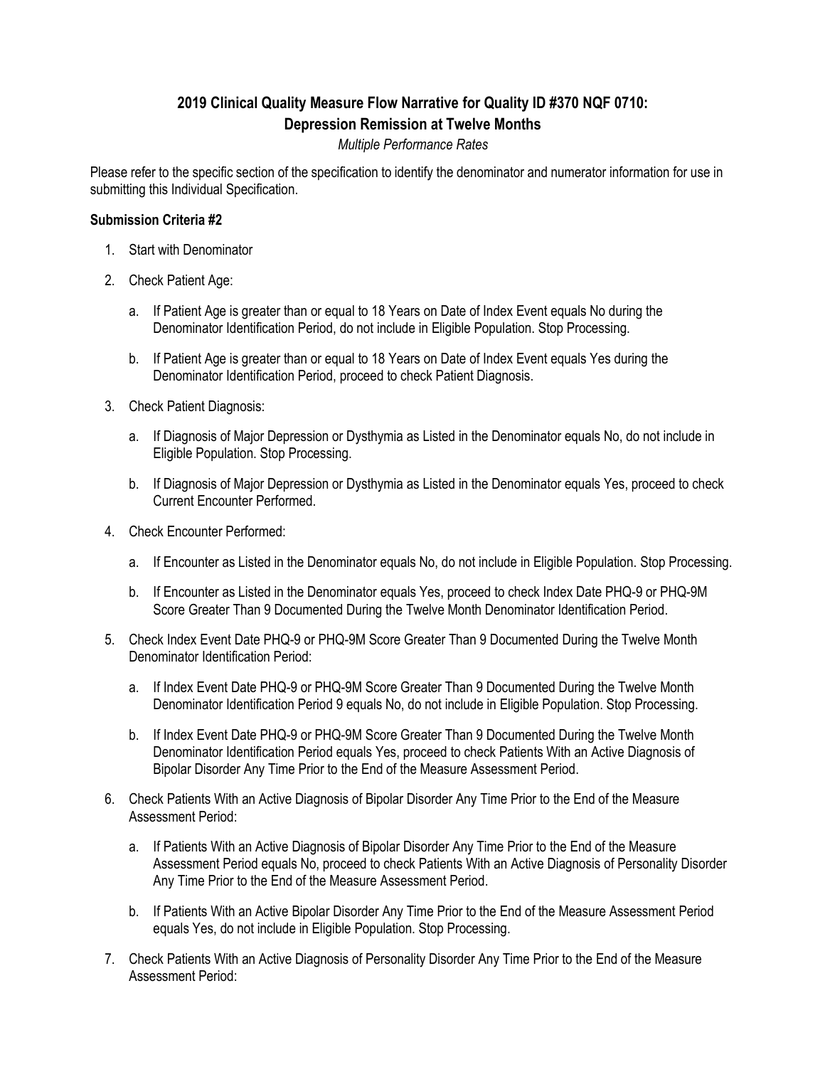# 2019 Clinical Quality Measure Flow Narrative for Quality ID #370 NQF 0710: Depression Remission at Twelve Months

*Multiple Performance Rates*

Please refer to the specific section of the specification to identify the denominator and numerator information for use in submitting this Individual Specification.

**Submission Criteria #2**

1. Start with Denominator
2. Check Patient Age:
   a. If Patient Age is greater than or equal to 18 Years on Date of Index Event equals No during the Denominator Identification Period, do not include in Eligible Population. Stop Processing.
   b. If Patient Age is greater than or equal to 18 Years on Date of Index Event equals Yes during the Denominator Identification Period, proceed to check Patient Diagnosis.
3. Check Patient Diagnosis:
   a. If Diagnosis of Major Depression or Dysthymia as Listed in the Denominator equals No, do not include in Eligible Population. Stop Processing.
   b. If Diagnosis of Major Depression or Dysthymia as Listed in the Denominator equals Yes, proceed to check Current Encounter Performed.
4. Check Encounter Performed:
   a. If Encounter as Listed in the Denominator equals No, do not include in Eligible Population. Stop Processing.
   b. If Encounter as Listed in the Denominator equals Yes, proceed to check Index Date PHQ-9 or PHQ-9M Score Greater Than 9 Documented During the Twelve Month Denominator Identification Period.
5. Check Index Event Date PHQ-9 or PHQ-9M Score Greater Than 9 Documented During the Twelve Month Denominator Identification Period:
   a. If Index Event Date PHQ-9 or PHQ-9M Score Greater Than 9 Documented During the Twelve Month Denominator Identification Period 9 equals No, do not include in Eligible Population. Stop Processing.
   b. If Index Event Date PHQ-9 or PHQ-9M Score Greater Than 9 Documented During the Twelve Month Denominator Identification Period equals Yes, proceed to check Patients With an Active Diagnosis of Bipolar Disorder Any Time Prior to the End of the Measure Assessment Period.
6. Check Patients With an Active Diagnosis of Bipolar Disorder Any Time Prior to the End of the Measure Assessment Period:
   a. If Patients With an Active Diagnosis of Bipolar Disorder Any Time Prior to the End of the Measure Assessment Period equals No, proceed to check Patients With an Active Diagnosis of Personality Disorder Any Time Prior to the End of the Measure Assessment Period.
   b. If Patients With an Active Bipolar Disorder Any Time Prior to the End of the Measure Assessment Period equals Yes, do not include in Eligible Population. Stop Processing.
7. Check Patients With an Active Diagnosis of Personality Disorder Any Time Prior to the End of the Measure Assessment Period: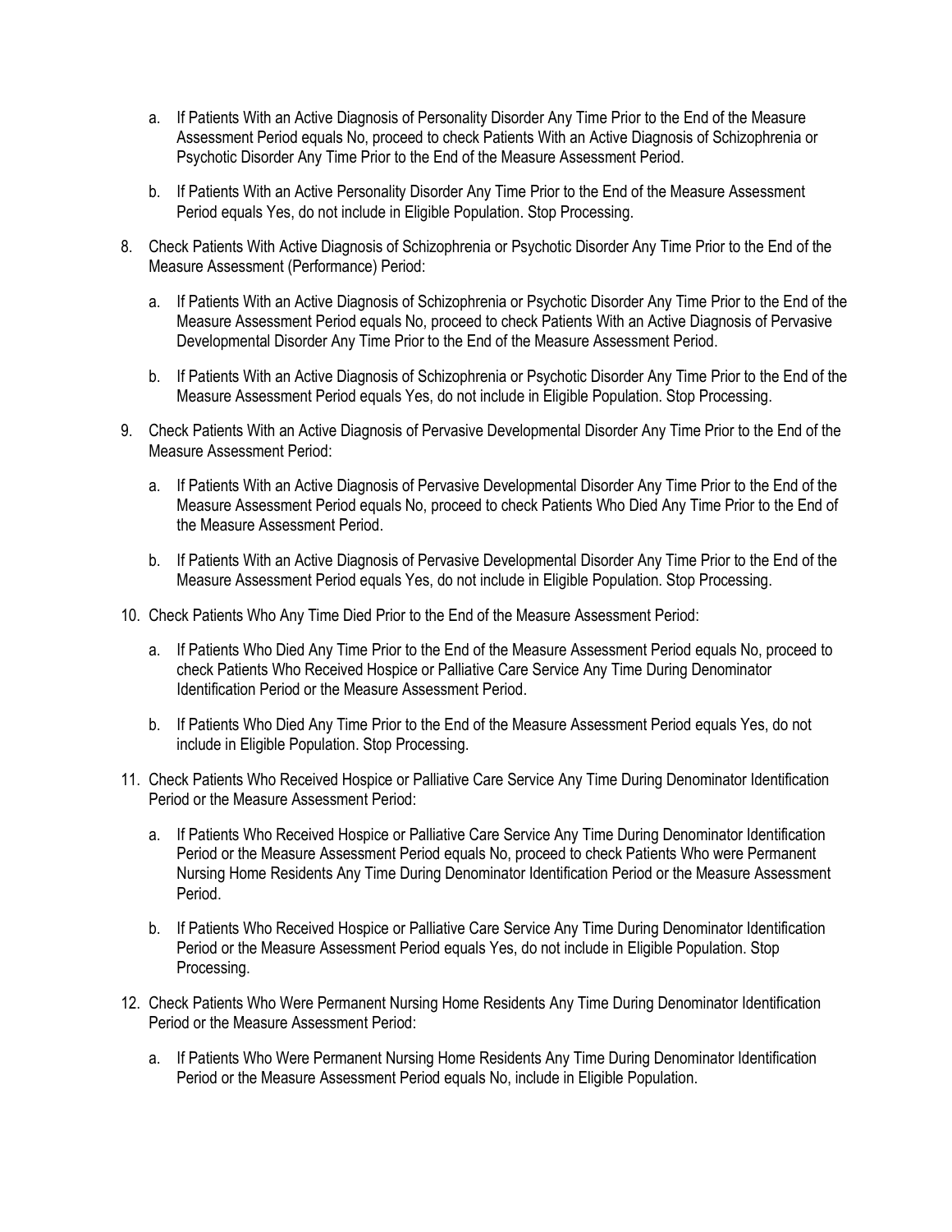a. If Patients With an Active Diagnosis of Personality Disorder Any Time Prior to the End of the Measure Assessment Period equals No, proceed to check Patients With an Active Diagnosis of Schizophrenia or Psychotic Disorder Any Time Prior to the End of the Measure Assessment Period.

   b. If Patients With an Active Personality Disorder Any Time Prior to the End of the Measure Assessment Period equals Yes, do not include in Eligible Population. Stop Processing.

8. Check Patients With Active Diagnosis of Schizophrenia or Psychotic Disorder Any Time Prior to the End of the Measure Assessment (Performance) Period:

   a. If Patients With an Active Diagnosis of Schizophrenia or Psychotic Disorder Any Time Prior to the End of the Measure Assessment Period equals No, proceed to check Patients With an Active Diagnosis of Pervasive Developmental Disorder Any Time Prior to the End of the Measure Assessment Period.

   b. If Patients With an Active Diagnosis of Schizophrenia or Psychotic Disorder Any Time Prior to the End of the Measure Assessment Period equals Yes, do not include in Eligible Population. Stop Processing.

9. Check Patients With an Active Diagnosis of Pervasive Developmental Disorder Any Time Prior to the End of the Measure Assessment Period:

   a. If Patients With an Active Diagnosis of Pervasive Developmental Disorder Any Time Prior to the End of the Measure Assessment Period equals No, proceed to check Patients Who Died Any Time Prior to the End of the Measure Assessment Period.

   b. If Patients With an Active Diagnosis of Pervasive Developmental Disorder Any Time Prior to the End of the Measure Assessment Period equals Yes, do not include in Eligible Population. Stop Processing.

10. Check Patients Who Any Time Died Prior to the End of the Measure Assessment Period:

    a. If Patients Who Died Any Time Prior to the End of the Measure Assessment Period equals No, proceed to check Patients Who Received Hospice or Palliative Care Service Any Time During Denominator Identification Period or the Measure Assessment Period.

    b. If Patients Who Died Any Time Prior to the End of the Measure Assessment Period equals Yes, do not include in Eligible Population. Stop Processing.

11. Check Patients Who Received Hospice or Palliative Care Service Any Time During Denominator Identification Period or the Measure Assessment Period:

    a. If Patients Who Received Hospice or Palliative Care Service Any Time During Denominator Identification Period or the Measure Assessment Period equals No, proceed to check Patients Who were Permanent Nursing Home Residents Any Time During Denominator Identification Period or the Measure Assessment Period.

    b. If Patients Who Received Hospice or Palliative Care Service Any Time During Denominator Identification Period or the Measure Assessment Period equals Yes, do not include in Eligible Population. Stop Processing.

12. Check Patients Who Were Permanent Nursing Home Residents Any Time During Denominator Identification Period or the Measure Assessment Period:

    a. If Patients Who Were Permanent Nursing Home Residents Any Time During Denominator Identification Period or the Measure Assessment Period equals No, include in Eligible Population.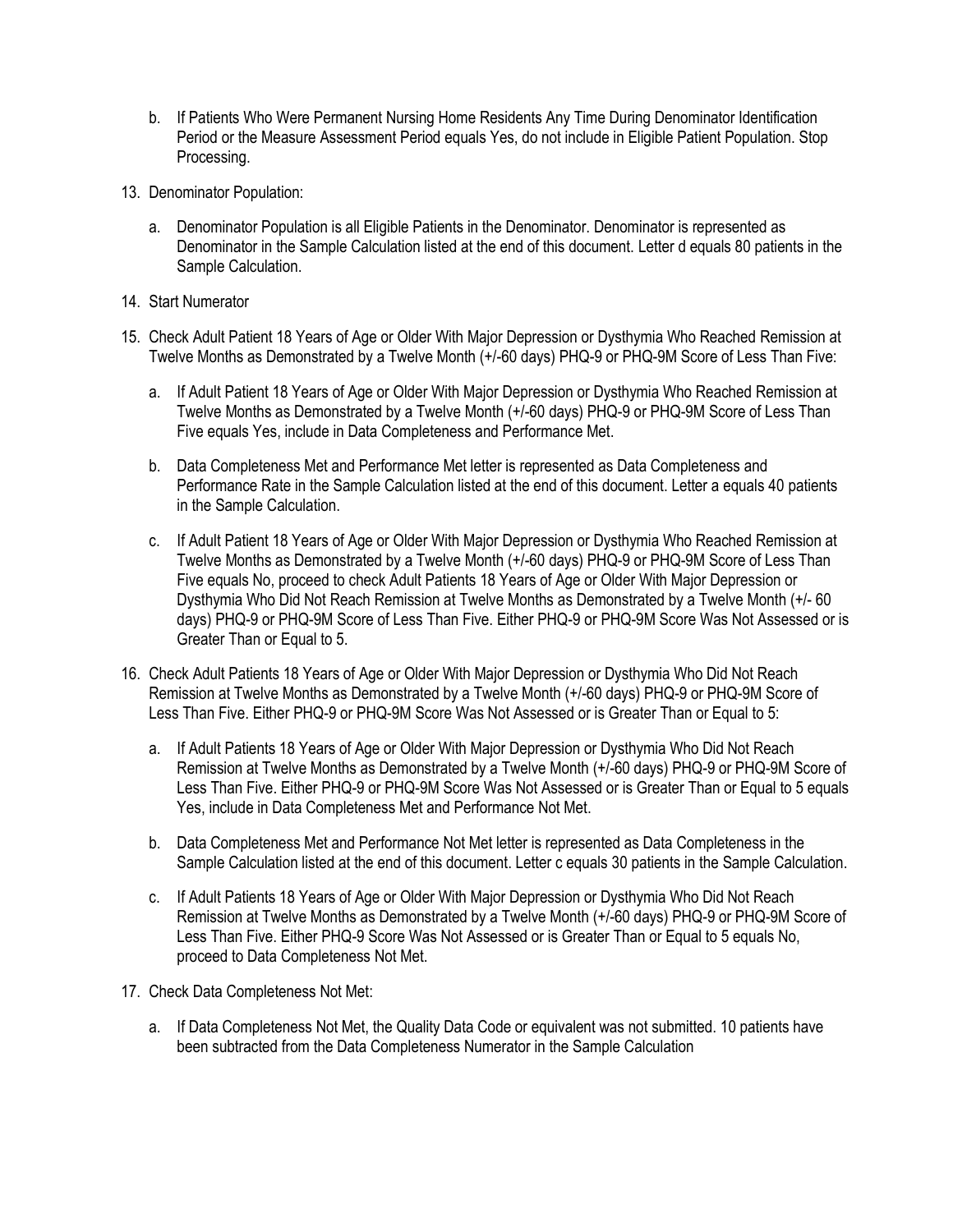b. If Patients Who Were Permanent Nursing Home Residents Any Time During Denominator Identification Period or the Measure Assessment Period equals Yes, do not include in Eligible Patient Population. Stop Processing.

13. Denominator Population:

    a. Denominator Population is all Eligible Patients in the Denominator. Denominator is represented as Denominator in the Sample Calculation listed at the end of this document. Letter d equals 80 patients in the Sample Calculation.

14. Start Numerator

15. Check Adult Patient 18 Years of Age or Older With Major Depression or Dysthymia Who Reached Remission at Twelve Months as Demonstrated by a Twelve Month (+/-60 days) PHQ-9 or PHQ-9M Score of Less Than Five:

    a. If Adult Patient 18 Years of Age or Older With Major Depression or Dysthymia Who Reached Remission at Twelve Months as Demonstrated by a Twelve Month (+/-60 days) PHQ-9 or PHQ-9M Score of Less Than Five equals Yes, include in Data Completeness and Performance Met.

    b. Data Completeness Met and Performance Met letter is represented as Data Completeness and Performance Rate in the Sample Calculation listed at the end of this document. Letter a equals 40 patients in the Sample Calculation.

    c. If Adult Patient 18 Years of Age or Older With Major Depression or Dysthymia Who Reached Remission at Twelve Months as Demonstrated by a Twelve Month (+/-60 days) PHQ-9 or PHQ-9M Score of Less Than Five equals No, proceed to check Adult Patients 18 Years of Age or Older With Major Depression or Dysthymia Who Did Not Reach Remission at Twelve Months as Demonstrated by a Twelve Month (+/- 60 days) PHQ-9 or PHQ-9M Score of Less Than Five. Either PHQ-9 or PHQ-9M Score Was Not Assessed or is Greater Than or Equal to 5.

16. Check Adult Patients 18 Years of Age or Older With Major Depression or Dysthymia Who Did Not Reach Remission at Twelve Months as Demonstrated by a Twelve Month (+/-60 days) PHQ-9 or PHQ-9M Score of Less Than Five. Either PHQ-9 or PHQ-9M Score Was Not Assessed or is Greater Than or Equal to 5:

    a. If Adult Patients 18 Years of Age or Older With Major Depression or Dysthymia Who Did Not Reach Remission at Twelve Months as Demonstrated by a Twelve Month (+/-60 days) PHQ-9 or PHQ-9M Score of Less Than Five. Either PHQ-9 or PHQ-9M Score Was Not Assessed or is Greater Than or Equal to 5 equals Yes, include in Data Completeness Met and Performance Not Met.

    b. Data Completeness Met and Performance Not Met letter is represented as Data Completeness in the Sample Calculation listed at the end of this document. Letter c equals 30 patients in the Sample Calculation.

    c. If Adult Patients 18 Years of Age or Older With Major Depression or Dysthymia Who Did Not Reach Remission at Twelve Months as Demonstrated by a Twelve Month (+/-60 days) PHQ-9 or PHQ-9M Score of Less Than Five. Either PHQ-9 Score Was Not Assessed or is Greater Than or Equal to 5 equals No, proceed to Data Completeness Not Met.

17. Check Data Completeness Not Met:

    a. If Data Completeness Not Met, the Quality Data Code or equivalent was not submitted. 10 patients have been subtracted from the Data Completeness Numerator in the Sample Calculation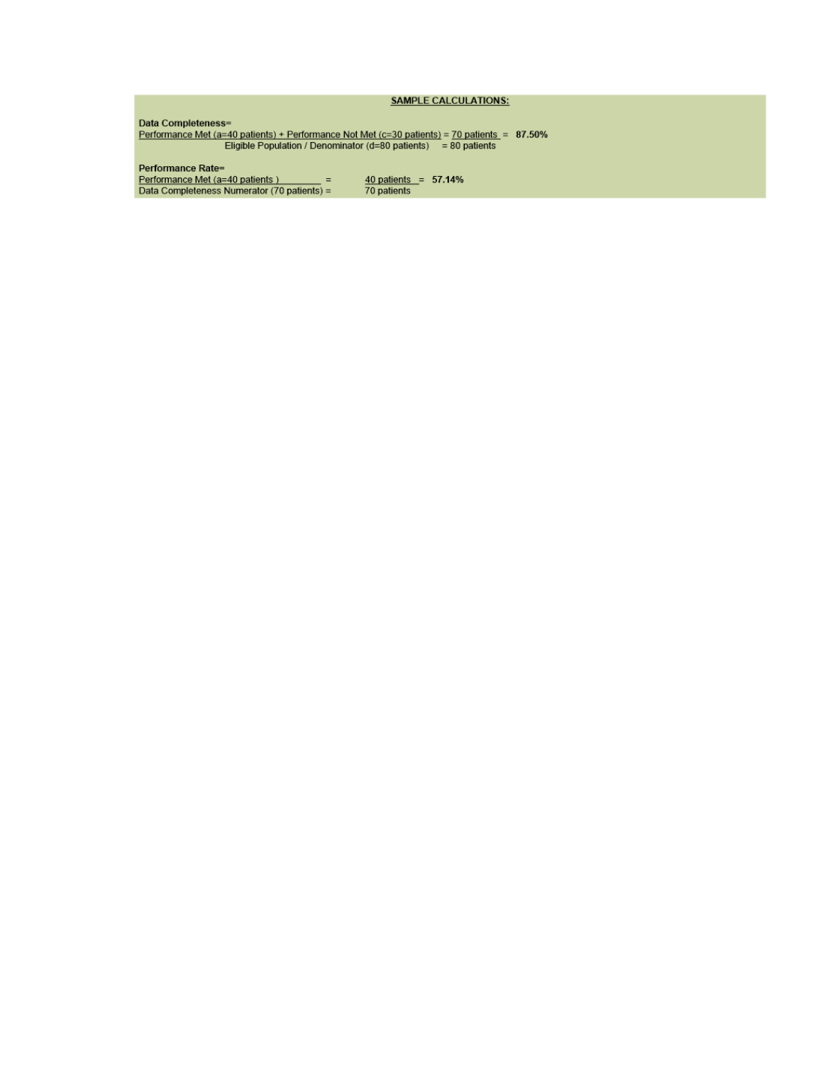**SAMPLE CALCULATIONS:**

**Data Completeness=**

$$\frac{\text{Performance Met (a=40 patients) + Performance Not Met (c=30 patients)}}{\text{Eligible Population / Denominator (d=80 patients)}} = \frac{\text{70 patients}}{\text{80 patients}} = \textbf{87.50\%}$$

**Performance Rate=**

$$\frac{\text{Performance Met (a=40 patients)}}{\text{Data Completeness Numerator (70 patients)}} = \frac{\text{40 patients}}{\text{70 patients}} = \textbf{57.14\%}$$